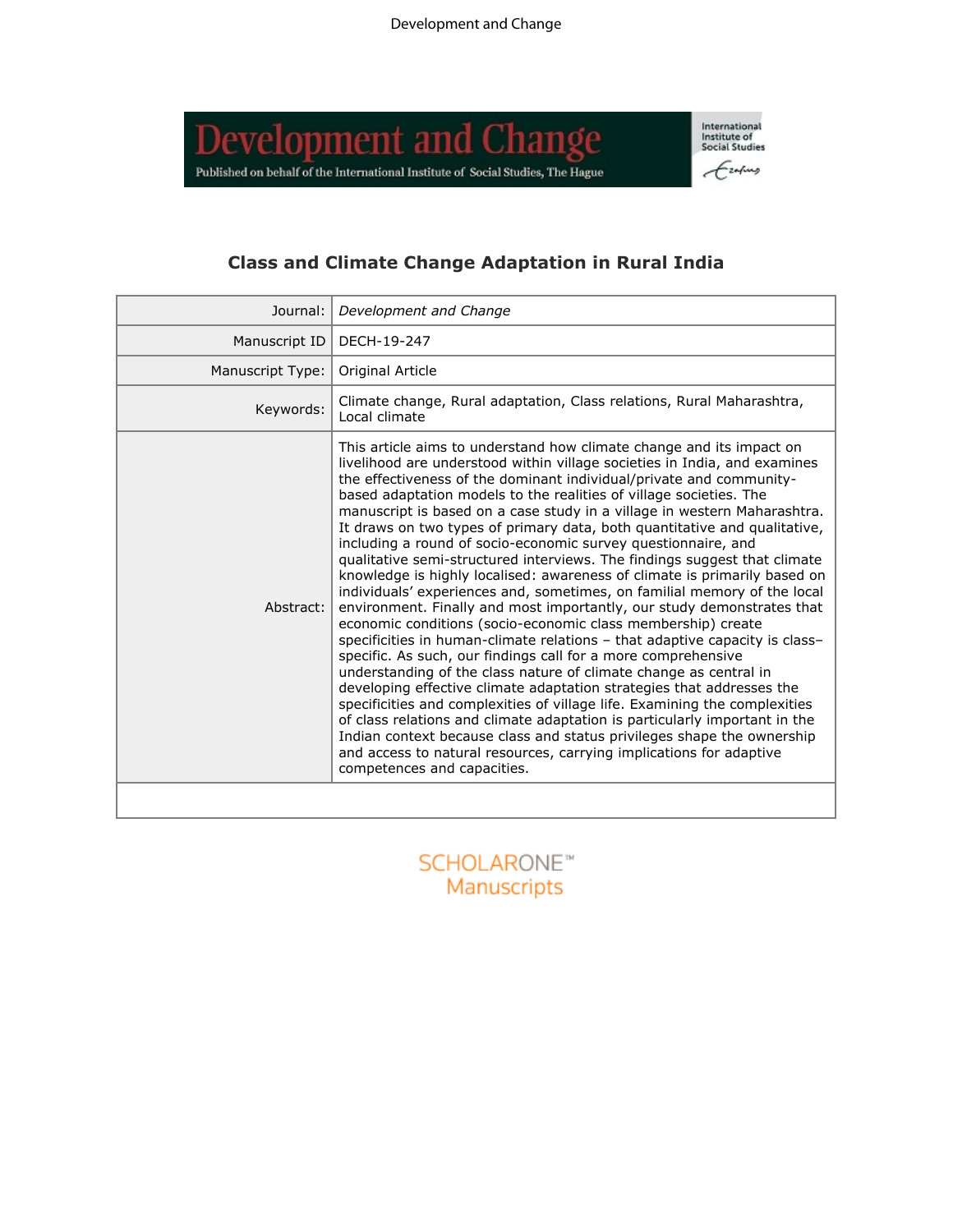# Class and Climate Change Adaptation in Rural India

| | |
|---|---|
| Journal: | *Development and Change* |
| Manuscript ID | DECH-19-247 |
| Manuscript Type: | Original Article |
| Keywords: | Climate change, Rural adaptation, Class relations, Rural Maharashtra, Local climate |
| Abstract: | This article aims to understand how climate change and its impact on livelihood are understood within village societies in India, and examines the effectiveness of the dominant individual/private and community-based adaptation models to the realities of village societies. The manuscript is based on a case study in a village in western Maharashtra. It draws on two types of primary data, both quantitative and qualitative, including a round of socio-economic survey questionnaire, and qualitative semi-structured interviews. The findings suggest that climate knowledge is highly localised: awareness of climate is primarily based on individuals' experiences and, sometimes, on familial memory of the local environment. Finally and most importantly, our study demonstrates that economic conditions (socio-economic class membership) create specificities in human-climate relations – that adaptive capacity is class–specific. As such, our findings call for a more comprehensive understanding of the class nature of climate change as central in developing effective climate adaptation strategies that addresses the specificities and complexities of village life. Examining the complexities of class relations and climate adaptation is particularly important in the Indian context because class and status privileges shape the ownership and access to natural resources, carrying implications for adaptive competences and capacities. |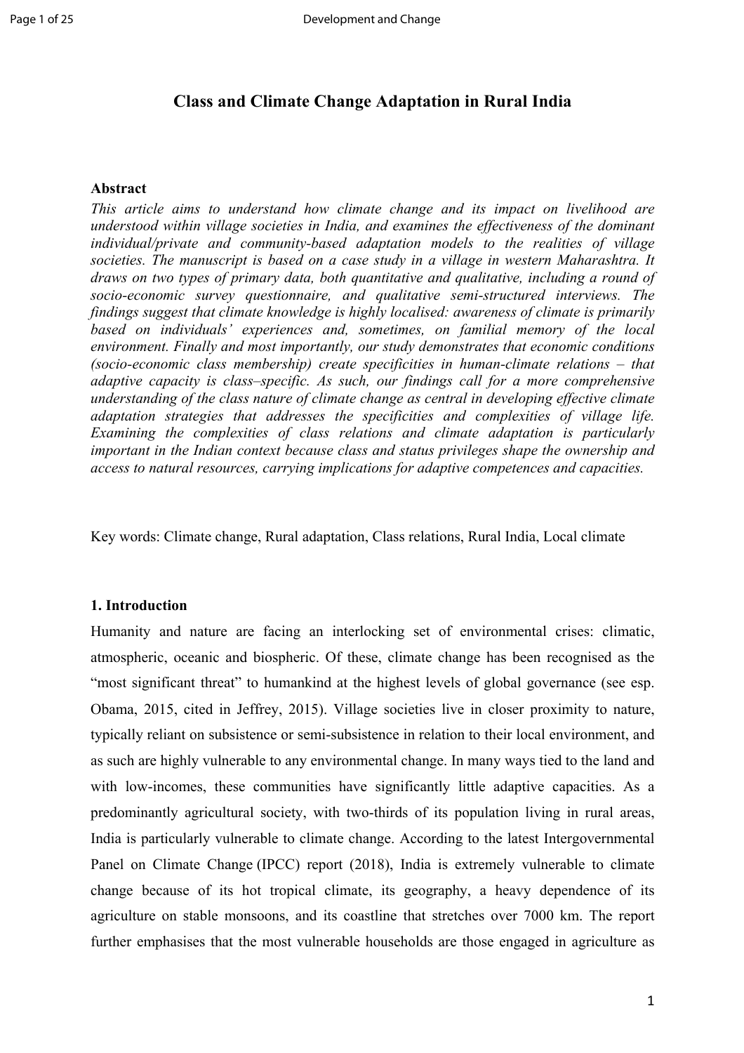# Class and Climate Change Adaptation in Rural India

## Abstract

*This article aims to understand how climate change and its impact on livelihood are understood within village societies in India, and examines the effectiveness of the dominant individual/private and community-based adaptation models to the realities of village societies. The manuscript is based on a case study in a village in western Maharashtra. It draws on two types of primary data, both quantitative and qualitative, including a round of socio-economic survey questionnaire, and qualitative semi-structured interviews. The findings suggest that climate knowledge is highly localised: awareness of climate is primarily based on individuals' experiences and, sometimes, on familial memory of the local environment. Finally and most importantly, our study demonstrates that economic conditions (socio-economic class membership) create specificities in human-climate relations – that adaptive capacity is class–specific. As such, our findings call for a more comprehensive understanding of the class nature of climate change as central in developing effective climate adaptation strategies that addresses the specificities and complexities of village life. Examining the complexities of class relations and climate adaptation is particularly important in the Indian context because class and status privileges shape the ownership and access to natural resources, carrying implications for adaptive competences and capacities.*

Key words: Climate change, Rural adaptation, Class relations, Rural India, Local climate

## 1. Introduction

Humanity and nature are facing an interlocking set of environmental crises: climatic, atmospheric, oceanic and biospheric. Of these, climate change has been recognised as the "most significant threat" to humankind at the highest levels of global governance (see esp. Obama, 2015, cited in Jeffrey, 2015). Village societies live in closer proximity to nature, typically reliant on subsistence or semi-subsistence in relation to their local environment, and as such are highly vulnerable to any environmental change. In many ways tied to the land and with low-incomes, these communities have significantly little adaptive capacities. As a predominantly agricultural society, with two-thirds of its population living in rural areas, India is particularly vulnerable to climate change. According to the latest Intergovernmental Panel on Climate Change (IPCC) report (2018), India is extremely vulnerable to climate change because of its hot tropical climate, its geography, a heavy dependence of its agriculture on stable monsoons, and its coastline that stretches over 7000 km. The report further emphasises that the most vulnerable households are those engaged in agriculture as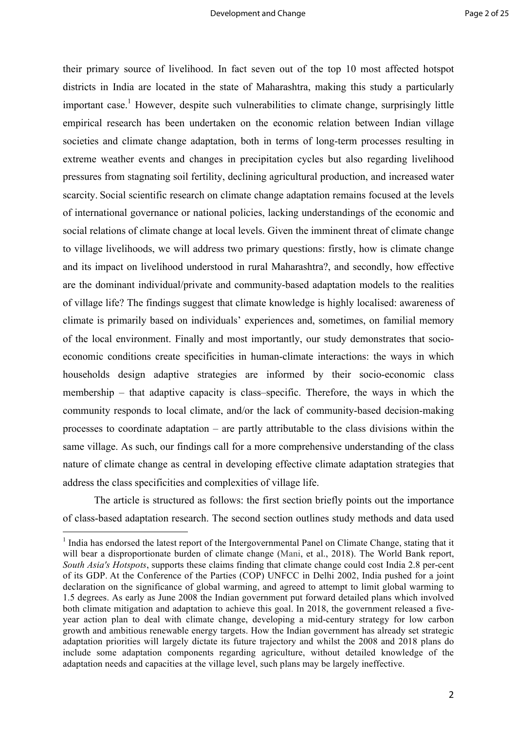their primary source of livelihood. In fact seven out of the top 10 most affected hotspot districts in India are located in the state of Maharashtra, making this study a particularly important case.[1] However, despite such vulnerabilities to climate change, surprisingly little empirical research has been undertaken on the economic relation between Indian village societies and climate change adaptation, both in terms of long-term processes resulting in extreme weather events and changes in precipitation cycles but also regarding livelihood pressures from stagnating soil fertility, declining agricultural production, and increased water scarcity. Social scientific research on climate change adaptation remains focused at the levels of international governance or national policies, lacking understandings of the economic and social relations of climate change at local levels. Given the imminent threat of climate change to village livelihoods, we will address two primary questions: firstly, how is climate change and its impact on livelihood understood in rural Maharashtra?, and secondly, how effective are the dominant individual/private and community-based adaptation models to the realities of village life? The findings suggest that climate knowledge is highly localised: awareness of climate is primarily based on individuals' experiences and, sometimes, on familial memory of the local environment. Finally and most importantly, our study demonstrates that socio-economic conditions create specificities in human-climate interactions: the ways in which households design adaptive strategies are informed by their socio-economic class membership – that adaptive capacity is class–specific. Therefore, the ways in which the community responds to local climate, and/or the lack of community-based decision-making processes to coordinate adaptation – are partly attributable to the class divisions within the same village. As such, our findings call for a more comprehensive understanding of the class nature of climate change as central in developing effective climate adaptation strategies that address the class specificities and complexities of village life.

The article is structured as follows: the first section briefly points out the importance of class-based adaptation research. The second section outlines study methods and data used

---

[1] India has endorsed the latest report of the Intergovernmental Panel on Climate Change, stating that it will bear a disproportionate burden of climate change (Mani, et al., 2018). The World Bank report, *South Asia's Hotspots*, supports these claims finding that climate change could cost India 2.8 per-cent of its GDP. At the Conference of the Parties (COP) UNFCC in Delhi 2002, India pushed for a joint declaration on the significance of global warming, and agreed to attempt to limit global warming to 1.5 degrees. As early as June 2008 the Indian government put forward detailed plans which involved both climate mitigation and adaptation to achieve this goal. In 2018, the government released a five-year action plan to deal with climate change, developing a mid-century strategy for low carbon growth and ambitious renewable energy targets. How the Indian government has already set strategic adaptation priorities will largely dictate its future trajectory and whilst the 2008 and 2018 plans do include some adaptation components regarding agriculture, without detailed knowledge of the adaptation needs and capacities at the village level, such plans may be largely ineffective.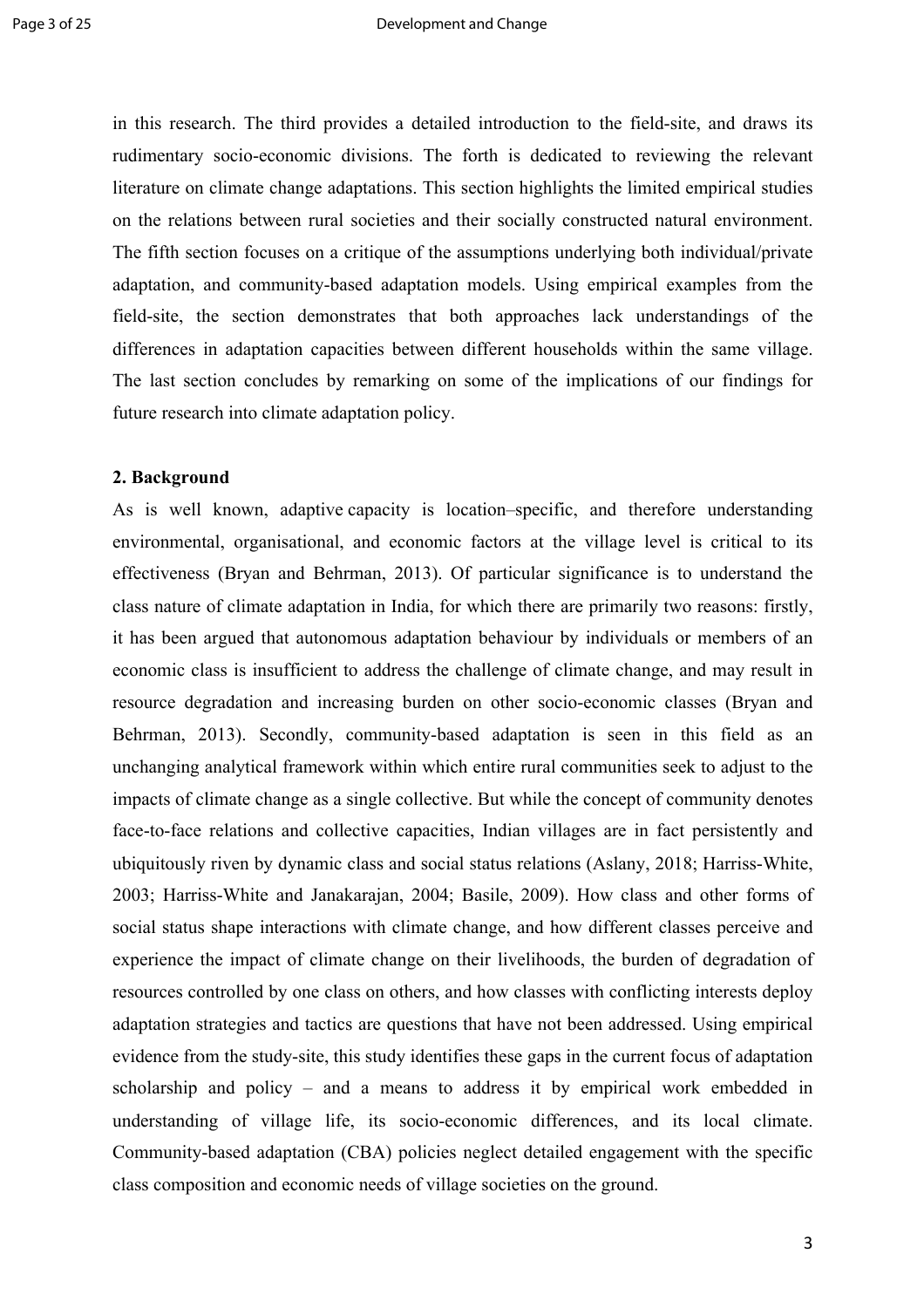in this research. The third provides a detailed introduction to the field-site, and draws its rudimentary socio-economic divisions. The forth is dedicated to reviewing the relevant literature on climate change adaptations. This section highlights the limited empirical studies on the relations between rural societies and their socially constructed natural environment. The fifth section focuses on a critique of the assumptions underlying both individual/private adaptation, and community-based adaptation models. Using empirical examples from the field-site, the section demonstrates that both approaches lack understandings of the differences in adaptation capacities between different households within the same village. The last section concludes by remarking on some of the implications of our findings for future research into climate adaptation policy.

## 2. Background

As is well known, adaptive capacity is location–specific, and therefore understanding environmental, organisational, and economic factors at the village level is critical to its effectiveness (Bryan and Behrman, 2013). Of particular significance is to understand the class nature of climate adaptation in India, for which there are primarily two reasons: firstly, it has been argued that autonomous adaptation behaviour by individuals or members of an economic class is insufficient to address the challenge of climate change, and may result in resource degradation and increasing burden on other socio-economic classes (Bryan and Behrman, 2013). Secondly, community-based adaptation is seen in this field as an unchanging analytical framework within which entire rural communities seek to adjust to the impacts of climate change as a single collective. But while the concept of community denotes face-to-face relations and collective capacities, Indian villages are in fact persistently and ubiquitously riven by dynamic class and social status relations (Aslany, 2018; Harriss-White, 2003; Harriss-White and Janakarajan, 2004; Basile, 2009). How class and other forms of social status shape interactions with climate change, and how different classes perceive and experience the impact of climate change on their livelihoods, the burden of degradation of resources controlled by one class on others, and how classes with conflicting interests deploy adaptation strategies and tactics are questions that have not been addressed. Using empirical evidence from the study-site, this study identifies these gaps in the current focus of adaptation scholarship and policy – and a means to address it by empirical work embedded in understanding of village life, its socio-economic differences, and its local climate. Community-based adaptation (CBA) policies neglect detailed engagement with the specific class composition and economic needs of village societies on the ground.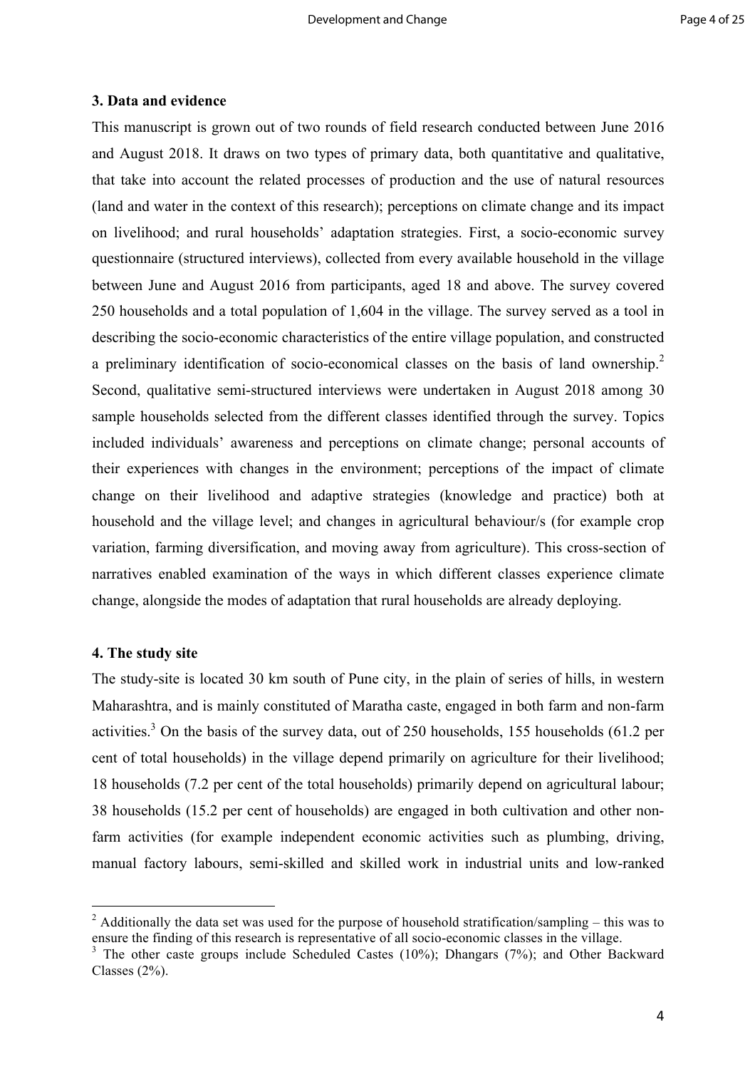## 3. Data and evidence

This manuscript is grown out of two rounds of field research conducted between June 2016 and August 2018. It draws on two types of primary data, both quantitative and qualitative, that take into account the related processes of production and the use of natural resources (land and water in the context of this research); perceptions on climate change and its impact on livelihood; and rural households' adaptation strategies. First, a socio-economic survey questionnaire (structured interviews), collected from every available household in the village between June and August 2016 from participants, aged 18 and above. The survey covered 250 households and a total population of 1,604 in the village. The survey served as a tool in describing the socio-economic characteristics of the entire village population, and constructed a preliminary identification of socio-economical classes on the basis of land ownership.[2] Second, qualitative semi-structured interviews were undertaken in August 2018 among 30 sample households selected from the different classes identified through the survey. Topics included individuals' awareness and perceptions on climate change; personal accounts of their experiences with changes in the environment; perceptions of the impact of climate change on their livelihood and adaptive strategies (knowledge and practice) both at household and the village level; and changes in agricultural behaviour/s (for example crop variation, farming diversification, and moving away from agriculture). This cross-section of narratives enabled examination of the ways in which different classes experience climate change, alongside the modes of adaptation that rural households are already deploying.

## 4. The study site

The study-site is located 30 km south of Pune city, in the plain of series of hills, in western Maharashtra, and is mainly constituted of Maratha caste, engaged in both farm and non-farm activities.[3] On the basis of the survey data, out of 250 households, 155 households (61.2 per cent of total households) in the village depend primarily on agriculture for their livelihood; 18 households (7.2 per cent of the total households) primarily depend on agricultural labour; 38 households (15.2 per cent of households) are engaged in both cultivation and other non-farm activities (for example independent economic activities such as plumbing, driving, manual factory labours, semi-skilled and skilled work in industrial units and low-ranked

---

[2] Additionally the data set was used for the purpose of household stratification/sampling – this was to ensure the finding of this research is representative of all socio-economic classes in the village.

[3] The other caste groups include Scheduled Castes (10%); Dhangars (7%); and Other Backward Classes (2%).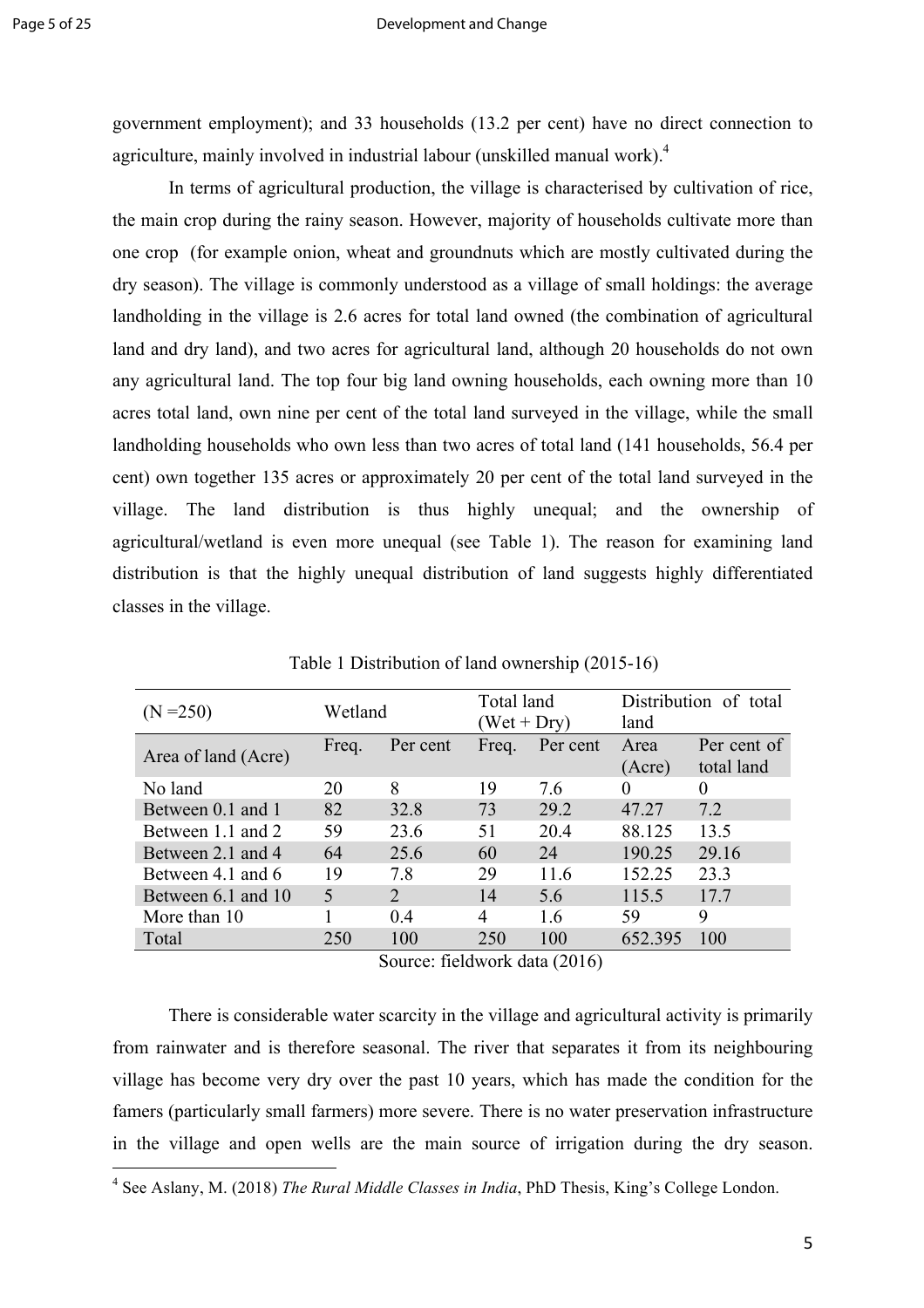government employment); and 33 households (13.2 per cent) have no direct connection to agriculture, mainly involved in industrial labour (unskilled manual work).[4]

In terms of agricultural production, the village is characterised by cultivation of rice, the main crop during the rainy season. However, majority of households cultivate more than one crop (for example onion, wheat and groundnuts which are mostly cultivated during the dry season). The village is commonly understood as a village of small holdings: the average landholding in the village is 2.6 acres for total land owned (the combination of agricultural land and dry land), and two acres for agricultural land, although 20 households do not own any agricultural land. The top four big land owning households, each owning more than 10 acres total land, own nine per cent of the total land surveyed in the village, while the small landholding households who own less than two acres of total land (141 households, 56.4 per cent) own together 135 acres or approximately 20 per cent of the total land surveyed in the village. The land distribution is thus highly unequal; and the ownership of agricultural/wetland is even more unequal (see Table 1). The reason for examining land distribution is that the highly unequal distribution of land suggests highly differentiated classes in the village.

Table 1 Distribution of land ownership (2015-16)

| (N =250) | Wetland | | Total land (Wet + Dry) | | Distribution of total land | |
|---|---|---|---|---|---|---|
| Area of land (Acre) | Freq. | Per cent | Freq. | Per cent | Area (Acre) | Per cent of total land |
| No land | 20 | 8 | 19 | 7.6 | 0 | 0 |
| Between 0.1 and 1 | 82 | 32.8 | 73 | 29.2 | 47.27 | 7.2 |
| Between 1.1 and 2 | 59 | 23.6 | 51 | 20.4 | 88.125 | 13.5 |
| Between 2.1 and 4 | 64 | 25.6 | 60 | 24 | 190.25 | 29.16 |
| Between 4.1 and 6 | 19 | 7.8 | 29 | 11.6 | 152.25 | 23.3 |
| Between 6.1 and 10 | 5 | 2 | 14 | 5.6 | 115.5 | 17.7 |
| More than 10 | 1 | 0.4 | 4 | 1.6 | 59 | 9 |
| Total | 250 | 100 | 250 | 100 | 652.395 | 100 |

Source: fieldwork data (2016)

There is considerable water scarcity in the village and agricultural activity is primarily from rainwater and is therefore seasonal. The river that separates it from its neighbouring village has become very dry over the past 10 years, which has made the condition for the famers (particularly small farmers) more severe. There is no water preservation infrastructure in the village and open wells are the main source of irrigation during the dry season.

[4] See Aslany, M. (2018) *The Rural Middle Classes in India*, PhD Thesis, King's College London.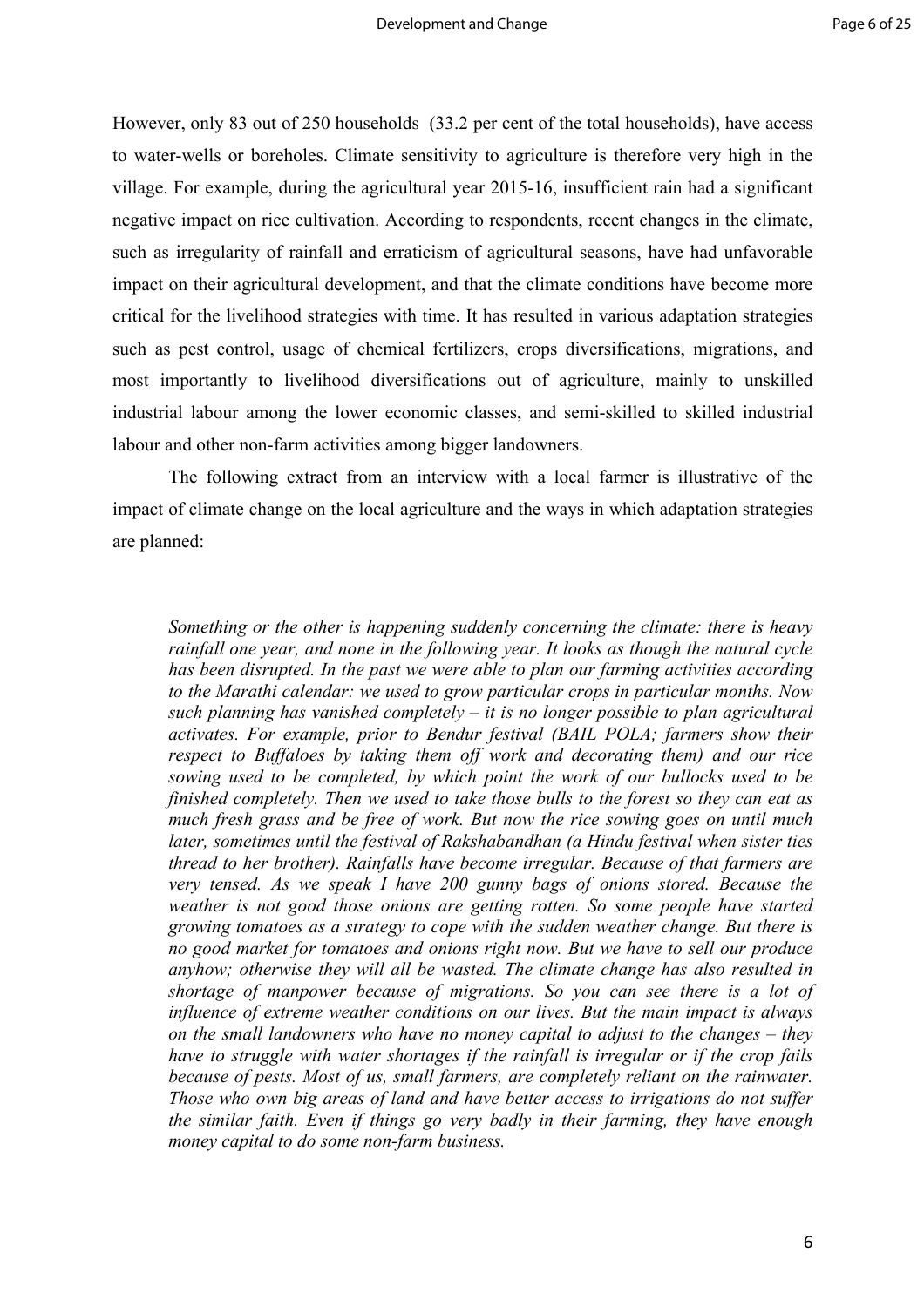However, only 83 out of 250 households (33.2 per cent of the total households), have access to water-wells or boreholes. Climate sensitivity to agriculture is therefore very high in the village. For example, during the agricultural year 2015-16, insufficient rain had a significant negative impact on rice cultivation. According to respondents, recent changes in the climate, such as irregularity of rainfall and erraticism of agricultural seasons, have had unfavorable impact on their agricultural development, and that the climate conditions have become more critical for the livelihood strategies with time. It has resulted in various adaptation strategies such as pest control, usage of chemical fertilizers, crops diversifications, migrations, and most importantly to livelihood diversifications out of agriculture, mainly to unskilled industrial labour among the lower economic classes, and semi-skilled to skilled industrial labour and other non-farm activities among bigger landowners.

The following extract from an interview with a local farmer is illustrative of the impact of climate change on the local agriculture and the ways in which adaptation strategies are planned:

> *Something or the other is happening suddenly concerning the climate: there is heavy rainfall one year, and none in the following year. It looks as though the natural cycle has been disrupted. In the past we were able to plan our farming activities according to the Marathi calendar: we used to grow particular crops in particular months. Now such planning has vanished completely – it is no longer possible to plan agricultural activates. For example, prior to Bendur festival (BAIL POLA; farmers show their respect to Buffaloes by taking them off work and decorating them) and our rice sowing used to be completed, by which point the work of our bullocks used to be finished completely. Then we used to take those bulls to the forest so they can eat as much fresh grass and be free of work. But now the rice sowing goes on until much later, sometimes until the festival of Rakshabandhan (a Hindu festival when sister ties thread to her brother). Rainfalls have become irregular. Because of that farmers are very tensed. As we speak I have 200 gunny bags of onions stored. Because the weather is not good those onions are getting rotten. So some people have started growing tomatoes as a strategy to cope with the sudden weather change. But there is no good market for tomatoes and onions right now. But we have to sell our produce anyhow; otherwise they will all be wasted. The climate change has also resulted in shortage of manpower because of migrations. So you can see there is a lot of influence of extreme weather conditions on our lives. But the main impact is always on the small landowners who have no money capital to adjust to the changes – they have to struggle with water shortages if the rainfall is irregular or if the crop fails because of pests. Most of us, small farmers, are completely reliant on the rainwater. Those who own big areas of land and have better access to irrigations do not suffer the similar faith. Even if things go very badly in their farming, they have enough money capital to do some non-farm business.*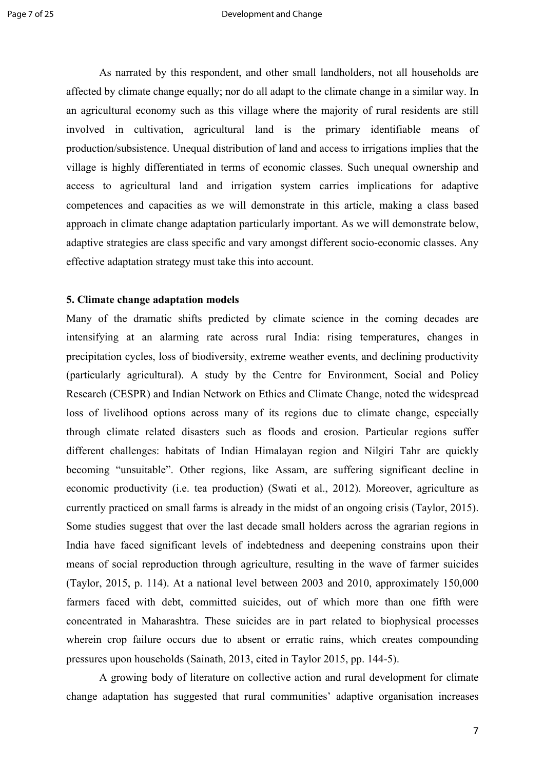As narrated by this respondent, and other small landholders, not all households are affected by climate change equally; nor do all adapt to the climate change in a similar way. In an agricultural economy such as this village where the majority of rural residents are still involved in cultivation, agricultural land is the primary identifiable means of production/subsistence. Unequal distribution of land and access to irrigations implies that the village is highly differentiated in terms of economic classes. Such unequal ownership and access to agricultural land and irrigation system carries implications for adaptive competences and capacities as we will demonstrate in this article, making a class based approach in climate change adaptation particularly important. As we will demonstrate below, adaptive strategies are class specific and vary amongst different socio-economic classes. Any effective adaptation strategy must take this into account.

## 5. Climate change adaptation models

Many of the dramatic shifts predicted by climate science in the coming decades are intensifying at an alarming rate across rural India: rising temperatures, changes in precipitation cycles, loss of biodiversity, extreme weather events, and declining productivity (particularly agricultural). A study by the Centre for Environment, Social and Policy Research (CESPR) and Indian Network on Ethics and Climate Change, noted the widespread loss of livelihood options across many of its regions due to climate change, especially through climate related disasters such as floods and erosion. Particular regions suffer different challenges: habitats of Indian Himalayan region and Nilgiri Tahr are quickly becoming "unsuitable". Other regions, like Assam, are suffering significant decline in economic productivity (i.e. tea production) (Swati et al., 2012). Moreover, agriculture as currently practiced on small farms is already in the midst of an ongoing crisis (Taylor, 2015). Some studies suggest that over the last decade small holders across the agrarian regions in India have faced significant levels of indebtedness and deepening constrains upon their means of social reproduction through agriculture, resulting in the wave of farmer suicides (Taylor, 2015, p. 114). At a national level between 2003 and 2010, approximately 150,000 farmers faced with debt, committed suicides, out of which more than one fifth were concentrated in Maharashtra. These suicides are in part related to biophysical processes wherein crop failure occurs due to absent or erratic rains, which creates compounding pressures upon households (Sainath, 2013, cited in Taylor 2015, pp. 144-5).

A growing body of literature on collective action and rural development for climate change adaptation has suggested that rural communities' adaptive organisation increases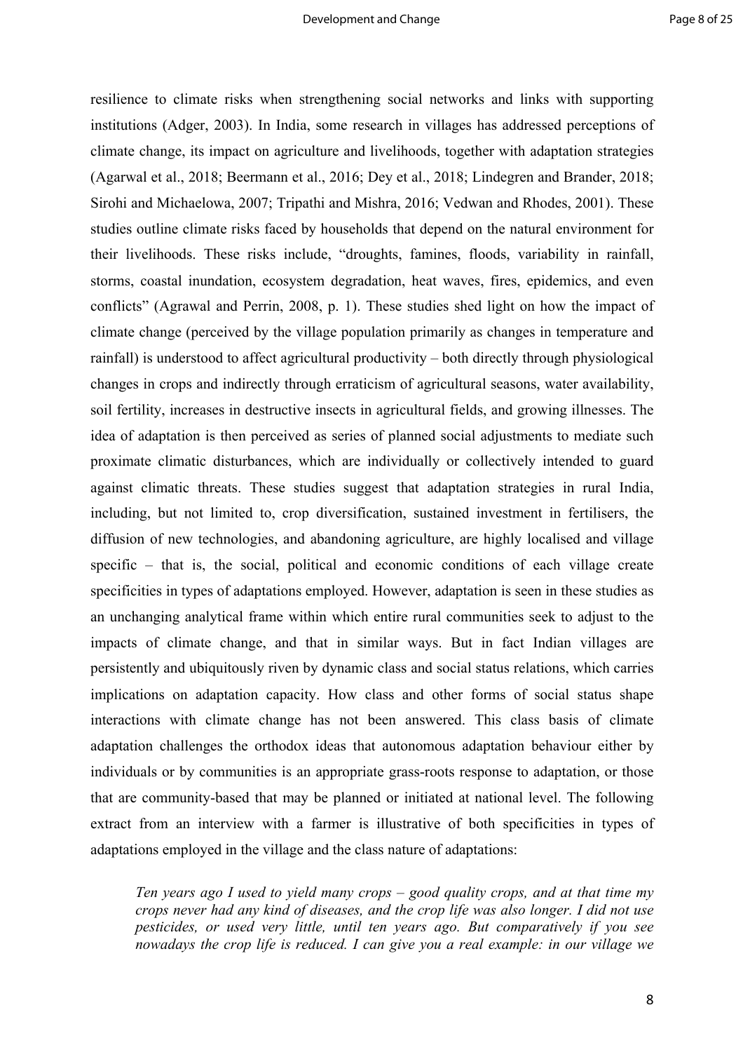resilience to climate risks when strengthening social networks and links with supporting institutions (Adger, 2003). In India, some research in villages has addressed perceptions of climate change, its impact on agriculture and livelihoods, together with adaptation strategies (Agarwal et al., 2018; Beermann et al., 2016; Dey et al., 2018; Lindegren and Brander, 2018; Sirohi and Michaelowa, 2007; Tripathi and Mishra, 2016; Vedwan and Rhodes, 2001). These studies outline climate risks faced by households that depend on the natural environment for their livelihoods. These risks include, "droughts, famines, floods, variability in rainfall, storms, coastal inundation, ecosystem degradation, heat waves, fires, epidemics, and even conflicts" (Agrawal and Perrin, 2008, p. 1). These studies shed light on how the impact of climate change (perceived by the village population primarily as changes in temperature and rainfall) is understood to affect agricultural productivity – both directly through physiological changes in crops and indirectly through erraticism of agricultural seasons, water availability, soil fertility, increases in destructive insects in agricultural fields, and growing illnesses. The idea of adaptation is then perceived as series of planned social adjustments to mediate such proximate climatic disturbances, which are individually or collectively intended to guard against climatic threats. These studies suggest that adaptation strategies in rural India, including, but not limited to, crop diversification, sustained investment in fertilisers, the diffusion of new technologies, and abandoning agriculture, are highly localised and village specific – that is, the social, political and economic conditions of each village create specificities in types of adaptations employed. However, adaptation is seen in these studies as an unchanging analytical frame within which entire rural communities seek to adjust to the impacts of climate change, and that in similar ways. But in fact Indian villages are persistently and ubiquitously riven by dynamic class and social status relations, which carries implications on adaptation capacity. How class and other forms of social status shape interactions with climate change has not been answered. This class basis of climate adaptation challenges the orthodox ideas that autonomous adaptation behaviour either by individuals or by communities is an appropriate grass-roots response to adaptation, or those that are community-based that may be planned or initiated at national level. The following extract from an interview with a farmer is illustrative of both specificities in types of adaptations employed in the village and the class nature of adaptations:

> *Ten years ago I used to yield many crops – good quality crops, and at that time my crops never had any kind of diseases, and the crop life was also longer. I did not use pesticides, or used very little, until ten years ago. But comparatively if you see nowadays the crop life is reduced. I can give you a real example: in our village we*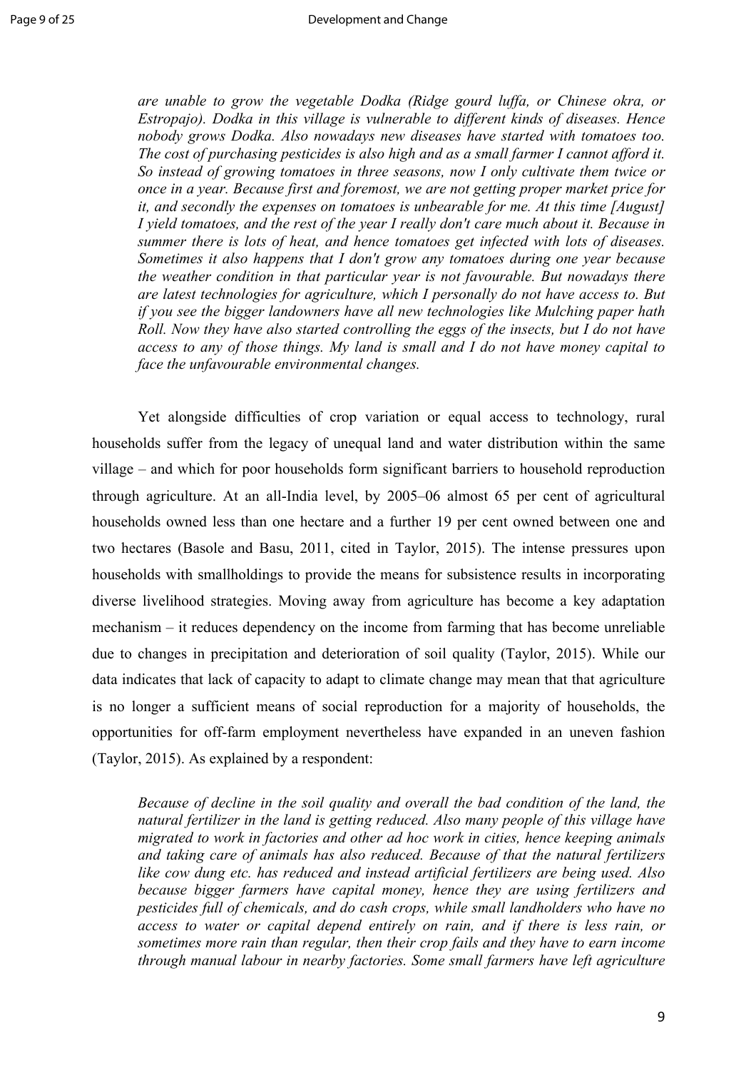*are unable to grow the vegetable Dodka (Ridge gourd luffa, or Chinese okra, or Estropajo). Dodka in this village is vulnerable to different kinds of diseases. Hence nobody grows Dodka. Also nowadays new diseases have started with tomatoes too. The cost of purchasing pesticides is also high and as a small farmer I cannot afford it. So instead of growing tomatoes in three seasons, now I only cultivate them twice or once in a year. Because first and foremost, we are not getting proper market price for it, and secondly the expenses on tomatoes is unbearable for me. At this time [August] I yield tomatoes, and the rest of the year I really don't care much about it. Because in summer there is lots of heat, and hence tomatoes get infected with lots of diseases. Sometimes it also happens that I don't grow any tomatoes during one year because the weather condition in that particular year is not favourable. But nowadays there are latest technologies for agriculture, which I personally do not have access to. But if you see the bigger landowners have all new technologies like Mulching paper hath Roll. Now they have also started controlling the eggs of the insects, but I do not have access to any of those things. My land is small and I do not have money capital to face the unfavourable environmental changes.*

Yet alongside difficulties of crop variation or equal access to technology, rural households suffer from the legacy of unequal land and water distribution within the same village – and which for poor households form significant barriers to household reproduction through agriculture. At an all-India level, by 2005–06 almost 65 per cent of agricultural households owned less than one hectare and a further 19 per cent owned between one and two hectares (Basole and Basu, 2011, cited in Taylor, 2015). The intense pressures upon households with smallholdings to provide the means for subsistence results in incorporating diverse livelihood strategies. Moving away from agriculture has become a key adaptation mechanism – it reduces dependency on the income from farming that has become unreliable due to changes in precipitation and deterioration of soil quality (Taylor, 2015). While our data indicates that lack of capacity to adapt to climate change may mean that that agriculture is no longer a sufficient means of social reproduction for a majority of households, the opportunities for off-farm employment nevertheless have expanded in an uneven fashion (Taylor, 2015). As explained by a respondent:

*Because of decline in the soil quality and overall the bad condition of the land, the natural fertilizer in the land is getting reduced. Also many people of this village have migrated to work in factories and other ad hoc work in cities, hence keeping animals and taking care of animals has also reduced. Because of that the natural fertilizers like cow dung etc. has reduced and instead artificial fertilizers are being used. Also because bigger farmers have capital money, hence they are using fertilizers and pesticides full of chemicals, and do cash crops, while small landholders who have no access to water or capital depend entirely on rain, and if there is less rain, or sometimes more rain than regular, then their crop fails and they have to earn income through manual labour in nearby factories. Some small farmers have left agriculture*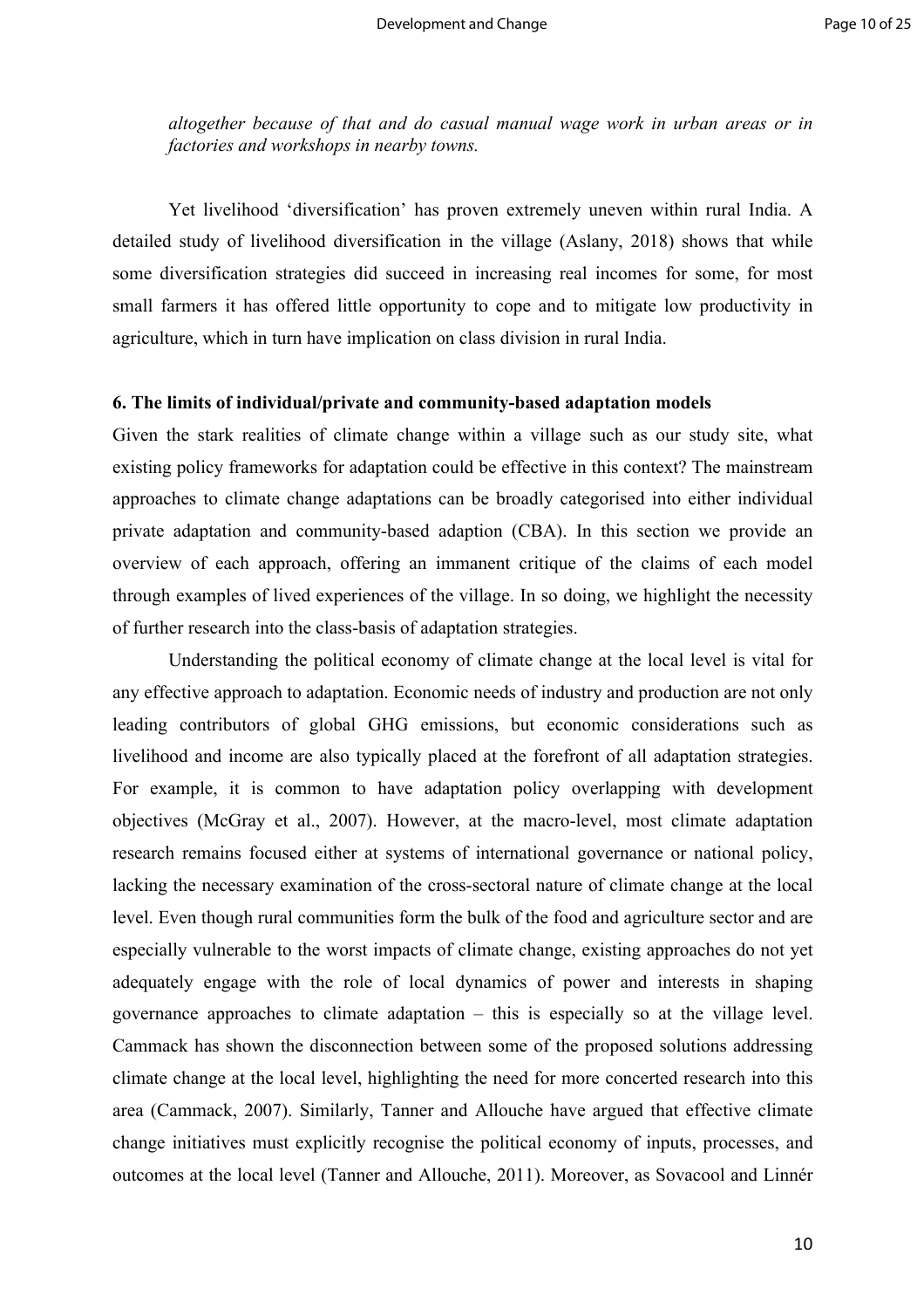*altogether because of that and do casual manual wage work in urban areas or in factories and workshops in nearby towns.*

Yet livelihood 'diversification' has proven extremely uneven within rural India. A detailed study of livelihood diversification in the village (Aslany, 2018) shows that while some diversification strategies did succeed in increasing real incomes for some, for most small farmers it has offered little opportunity to cope and to mitigate low productivity in agriculture, which in turn have implication on class division in rural India.

## 6. The limits of individual/private and community-based adaptation models

Given the stark realities of climate change within a village such as our study site, what existing policy frameworks for adaptation could be effective in this context? The mainstream approaches to climate change adaptations can be broadly categorised into either individual private adaptation and community-based adaption (CBA). In this section we provide an overview of each approach, offering an immanent critique of the claims of each model through examples of lived experiences of the village. In so doing, we highlight the necessity of further research into the class-basis of adaptation strategies.

Understanding the political economy of climate change at the local level is vital for any effective approach to adaptation. Economic needs of industry and production are not only leading contributors of global GHG emissions, but economic considerations such as livelihood and income are also typically placed at the forefront of all adaptation strategies. For example, it is common to have adaptation policy overlapping with development objectives (McGray et al., 2007). However, at the macro-level, most climate adaptation research remains focused either at systems of international governance or national policy, lacking the necessary examination of the cross-sectoral nature of climate change at the local level. Even though rural communities form the bulk of the food and agriculture sector and are especially vulnerable to the worst impacts of climate change, existing approaches do not yet adequately engage with the role of local dynamics of power and interests in shaping governance approaches to climate adaptation – this is especially so at the village level. Cammack has shown the disconnection between some of the proposed solutions addressing climate change at the local level, highlighting the need for more concerted research into this area (Cammack, 2007). Similarly, Tanner and Allouche have argued that effective climate change initiatives must explicitly recognise the political economy of inputs, processes, and outcomes at the local level (Tanner and Allouche, 2011). Moreover, as Sovacool and Linnér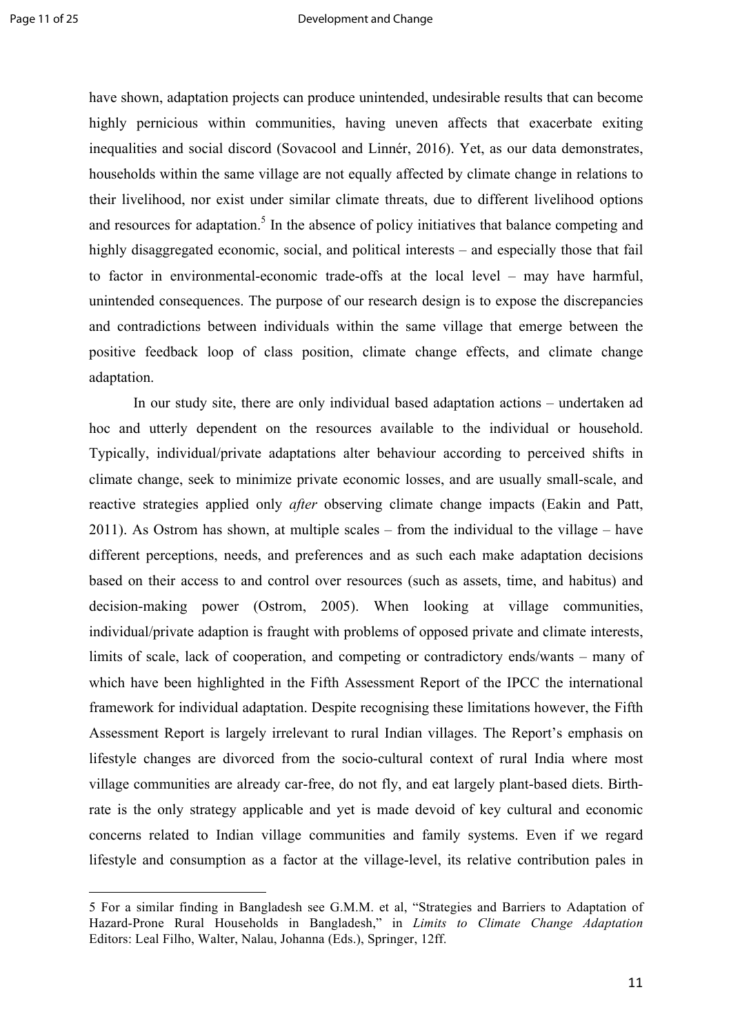have shown, adaptation projects can produce unintended, undesirable results that can become highly pernicious within communities, having uneven affects that exacerbate exiting inequalities and social discord (Sovacool and Linnér, 2016). Yet, as our data demonstrates, households within the same village are not equally affected by climate change in relations to their livelihood, nor exist under similar climate threats, due to different livelihood options and resources for adaptation.[5] In the absence of policy initiatives that balance competing and highly disaggregated economic, social, and political interests – and especially those that fail to factor in environmental-economic trade-offs at the local level – may have harmful, unintended consequences. The purpose of our research design is to expose the discrepancies and contradictions between individuals within the same village that emerge between the positive feedback loop of class position, climate change effects, and climate change adaptation.

In our study site, there are only individual based adaptation actions – undertaken ad hoc and utterly dependent on the resources available to the individual or household. Typically, individual/private adaptations alter behaviour according to perceived shifts in climate change, seek to minimize private economic losses, and are usually small-scale, and reactive strategies applied only *after* observing climate change impacts (Eakin and Patt, 2011). As Ostrom has shown, at multiple scales – from the individual to the village – have different perceptions, needs, and preferences and as such each make adaptation decisions based on their access to and control over resources (such as assets, time, and habitus) and decision-making power (Ostrom, 2005). When looking at village communities, individual/private adaption is fraught with problems of opposed private and climate interests, limits of scale, lack of cooperation, and competing or contradictory ends/wants – many of which have been highlighted in the Fifth Assessment Report of the IPCC the international framework for individual adaptation. Despite recognising these limitations however, the Fifth Assessment Report is largely irrelevant to rural Indian villages. The Report's emphasis on lifestyle changes are divorced from the socio-cultural context of rural India where most village communities are already car-free, do not fly, and eat largely plant-based diets. Birth-rate is the only strategy applicable and yet is made devoid of key cultural and economic concerns related to Indian village communities and family systems. Even if we regard lifestyle and consumption as a factor at the village-level, its relative contribution pales in

---

5 For a similar finding in Bangladesh see G.M.M. et al, "Strategies and Barriers to Adaptation of Hazard-Prone Rural Households in Bangladesh," in *Limits to Climate Change Adaptation* Editors: Leal Filho, Walter, Nalau, Johanna (Eds.), Springer, 12ff.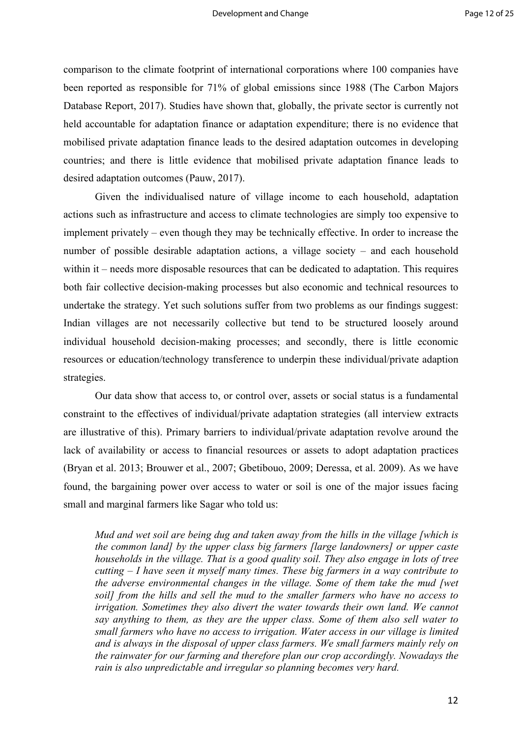comparison to the climate footprint of international corporations where 100 companies have been reported as responsible for 71% of global emissions since 1988 (The Carbon Majors Database Report, 2017). Studies have shown that, globally, the private sector is currently not held accountable for adaptation finance or adaptation expenditure; there is no evidence that mobilised private adaptation finance leads to the desired adaptation outcomes in developing countries; and there is little evidence that mobilised private adaptation finance leads to desired adaptation outcomes (Pauw, 2017).

Given the individualised nature of village income to each household, adaptation actions such as infrastructure and access to climate technologies are simply too expensive to implement privately – even though they may be technically effective. In order to increase the number of possible desirable adaptation actions, a village society – and each household within it – needs more disposable resources that can be dedicated to adaptation. This requires both fair collective decision-making processes but also economic and technical resources to undertake the strategy. Yet such solutions suffer from two problems as our findings suggest: Indian villages are not necessarily collective but tend to be structured loosely around individual household decision-making processes; and secondly, there is little economic resources or education/technology transference to underpin these individual/private adaption strategies.

Our data show that access to, or control over, assets or social status is a fundamental constraint to the effectives of individual/private adaptation strategies (all interview extracts are illustrative of this). Primary barriers to individual/private adaptation revolve around the lack of availability or access to financial resources or assets to adopt adaptation practices (Bryan et al. 2013; Brouwer et al., 2007; Gbetibouo, 2009; Deressa, et al. 2009). As we have found, the bargaining power over access to water or soil is one of the major issues facing small and marginal farmers like Sagar who told us:

> *Mud and wet soil are being dug and taken away from the hills in the village [which is the common land] by the upper class big farmers [large landowners] or upper caste households in the village. That is a good quality soil. They also engage in lots of tree cutting – I have seen it myself many times. These big farmers in a way contribute to the adverse environmental changes in the village. Some of them take the mud [wet soil] from the hills and sell the mud to the smaller farmers who have no access to irrigation. Sometimes they also divert the water towards their own land. We cannot say anything to them, as they are the upper class. Some of them also sell water to small farmers who have no access to irrigation. Water access in our village is limited and is always in the disposal of upper class farmers. We small farmers mainly rely on the rainwater for our farming and therefore plan our crop accordingly. Nowadays the rain is also unpredictable and irregular so planning becomes very hard.*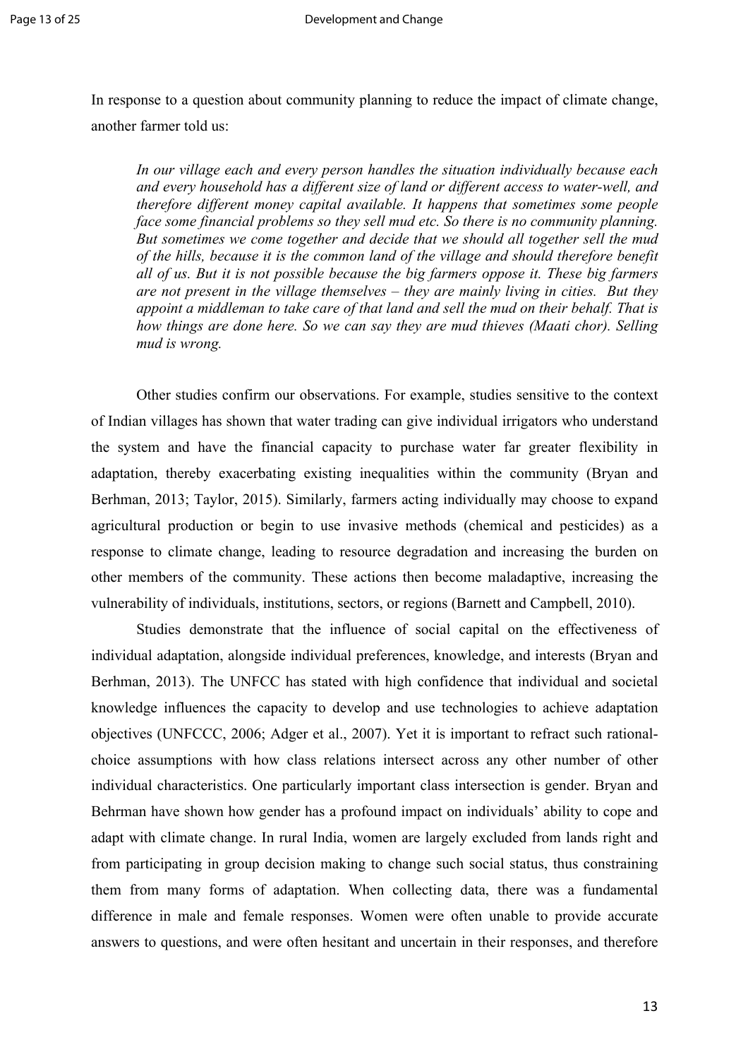In response to a question about community planning to reduce the impact of climate change, another farmer told us:

> *In our village each and every person handles the situation individually because each and every household has a different size of land or different access to water-well, and therefore different money capital available. It happens that sometimes some people face some financial problems so they sell mud etc. So there is no community planning. But sometimes we come together and decide that we should all together sell the mud of the hills, because it is the common land of the village and should therefore benefit all of us. But it is not possible because the big farmers oppose it. These big farmers are not present in the village themselves – they are mainly living in cities. But they appoint a middleman to take care of that land and sell the mud on their behalf. That is how things are done here. So we can say they are mud thieves (Maati chor). Selling mud is wrong.*

Other studies confirm our observations. For example, studies sensitive to the context of Indian villages has shown that water trading can give individual irrigators who understand the system and have the financial capacity to purchase water far greater flexibility in adaptation, thereby exacerbating existing inequalities within the community (Bryan and Berhman, 2013; Taylor, 2015). Similarly, farmers acting individually may choose to expand agricultural production or begin to use invasive methods (chemical and pesticides) as a response to climate change, leading to resource degradation and increasing the burden on other members of the community. These actions then become maladaptive, increasing the vulnerability of individuals, institutions, sectors, or regions (Barnett and Campbell, 2010).

Studies demonstrate that the influence of social capital on the effectiveness of individual adaptation, alongside individual preferences, knowledge, and interests (Bryan and Berhman, 2013). The UNFCC has stated with high confidence that individual and societal knowledge influences the capacity to develop and use technologies to achieve adaptation objectives (UNFCCC, 2006; Adger et al., 2007). Yet it is important to refract such rational-choice assumptions with how class relations intersect across any other number of other individual characteristics. One particularly important class intersection is gender. Bryan and Behrman have shown how gender has a profound impact on individuals' ability to cope and adapt with climate change. In rural India, women are largely excluded from lands right and from participating in group decision making to change such social status, thus constraining them from many forms of adaptation. When collecting data, there was a fundamental difference in male and female responses. Women were often unable to provide accurate answers to questions, and were often hesitant and uncertain in their responses, and therefore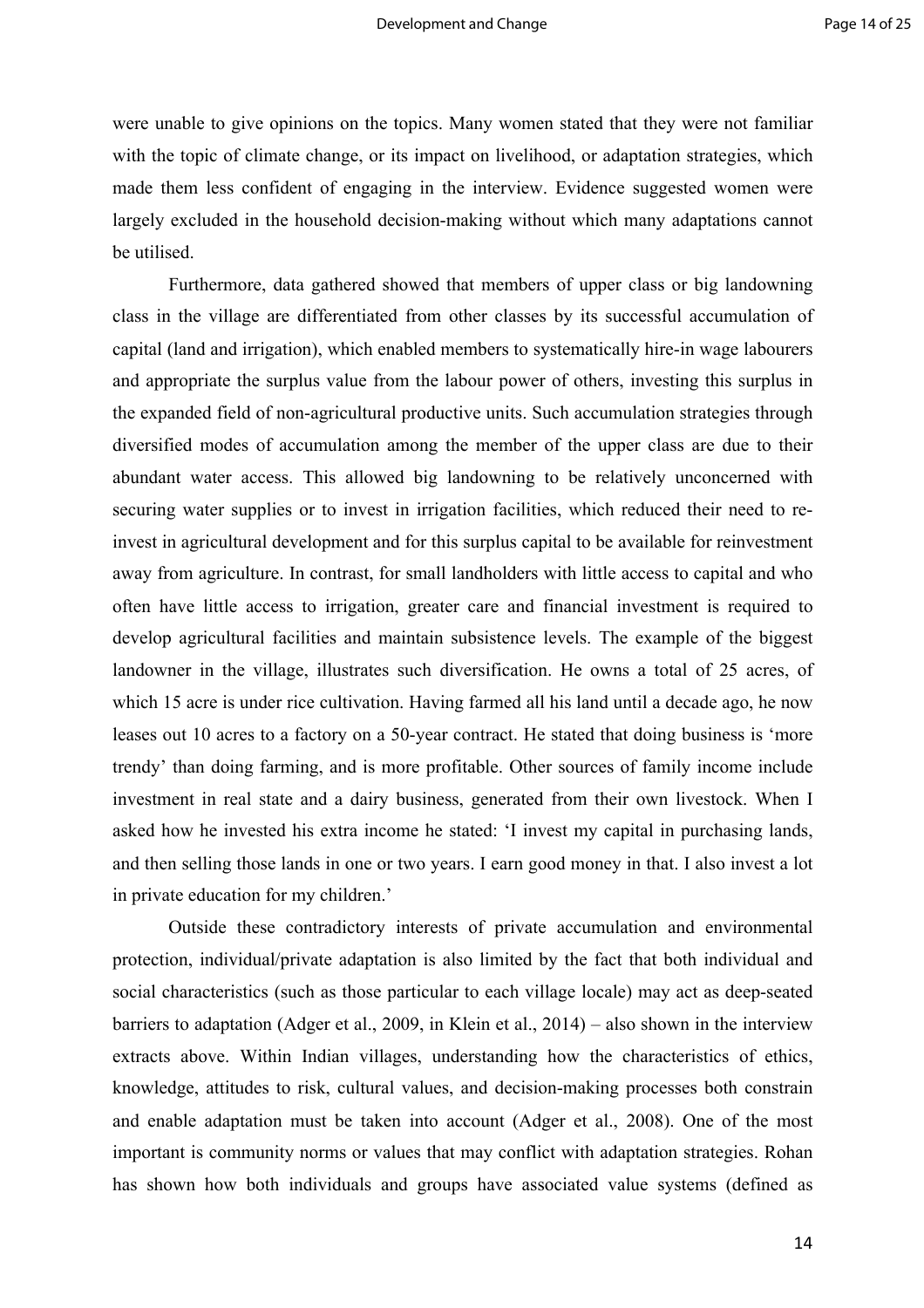were unable to give opinions on the topics. Many women stated that they were not familiar with the topic of climate change, or its impact on livelihood, or adaptation strategies, which made them less confident of engaging in the interview. Evidence suggested women were largely excluded in the household decision-making without which many adaptations cannot be utilised.

Furthermore, data gathered showed that members of upper class or big landowning class in the village are differentiated from other classes by its successful accumulation of capital (land and irrigation), which enabled members to systematically hire-in wage labourers and appropriate the surplus value from the labour power of others, investing this surplus in the expanded field of non-agricultural productive units. Such accumulation strategies through diversified modes of accumulation among the member of the upper class are due to their abundant water access. This allowed big landowning to be relatively unconcerned with securing water supplies or to invest in irrigation facilities, which reduced their need to re-invest in agricultural development and for this surplus capital to be available for reinvestment away from agriculture. In contrast, for small landholders with little access to capital and who often have little access to irrigation, greater care and financial investment is required to develop agricultural facilities and maintain subsistence levels. The example of the biggest landowner in the village, illustrates such diversification. He owns a total of 25 acres, of which 15 acre is under rice cultivation. Having farmed all his land until a decade ago, he now leases out 10 acres to a factory on a 50-year contract. He stated that doing business is 'more trendy' than doing farming, and is more profitable. Other sources of family income include investment in real state and a dairy business, generated from their own livestock. When I asked how he invested his extra income he stated: 'I invest my capital in purchasing lands, and then selling those lands in one or two years. I earn good money in that. I also invest a lot in private education for my children.'

Outside these contradictory interests of private accumulation and environmental protection, individual/private adaptation is also limited by the fact that both individual and social characteristics (such as those particular to each village locale) may act as deep-seated barriers to adaptation (Adger et al., 2009, in Klein et al., 2014) – also shown in the interview extracts above. Within Indian villages, understanding how the characteristics of ethics, knowledge, attitudes to risk, cultural values, and decision-making processes both constrain and enable adaptation must be taken into account (Adger et al., 2008). One of the most important is community norms or values that may conflict with adaptation strategies. Rohan has shown how both individuals and groups have associated value systems (defined as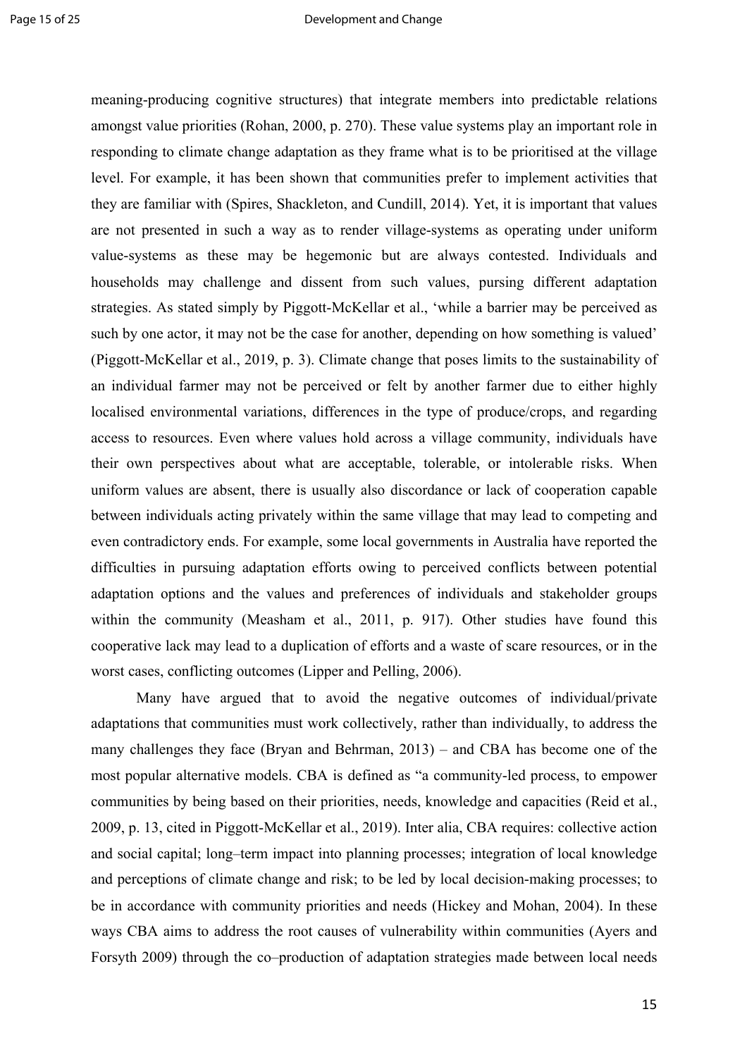meaning-producing cognitive structures) that integrate members into predictable relations amongst value priorities (Rohan, 2000, p. 270). These value systems play an important role in responding to climate change adaptation as they frame what is to be prioritised at the village level. For example, it has been shown that communities prefer to implement activities that they are familiar with (Spires, Shackleton, and Cundill, 2014). Yet, it is important that values are not presented in such a way as to render village-systems as operating under uniform value-systems as these may be hegemonic but are always contested. Individuals and households may challenge and dissent from such values, pursing different adaptation strategies. As stated simply by Piggott-McKellar et al., 'while a barrier may be perceived as such by one actor, it may not be the case for another, depending on how something is valued' (Piggott-McKellar et al., 2019, p. 3). Climate change that poses limits to the sustainability of an individual farmer may not be perceived or felt by another farmer due to either highly localised environmental variations, differences in the type of produce/crops, and regarding access to resources. Even where values hold across a village community, individuals have their own perspectives about what are acceptable, tolerable, or intolerable risks. When uniform values are absent, there is usually also discordance or lack of cooperation capable between individuals acting privately within the same village that may lead to competing and even contradictory ends. For example, some local governments in Australia have reported the difficulties in pursuing adaptation efforts owing to perceived conflicts between potential adaptation options and the values and preferences of individuals and stakeholder groups within the community (Measham et al., 2011, p. 917). Other studies have found this cooperative lack may lead to a duplication of efforts and a waste of scare resources, or in the worst cases, conflicting outcomes (Lipper and Pelling, 2006).

Many have argued that to avoid the negative outcomes of individual/private adaptations that communities must work collectively, rather than individually, to address the many challenges they face (Bryan and Behrman, 2013) – and CBA has become one of the most popular alternative models. CBA is defined as "a community-led process, to empower communities by being based on their priorities, needs, knowledge and capacities (Reid et al., 2009, p. 13, cited in Piggott-McKellar et al., 2019). Inter alia, CBA requires: collective action and social capital; long–term impact into planning processes; integration of local knowledge and perceptions of climate change and risk; to be led by local decision-making processes; to be in accordance with community priorities and needs (Hickey and Mohan, 2004). In these ways CBA aims to address the root causes of vulnerability within communities (Ayers and Forsyth 2009) through the co–production of adaptation strategies made between local needs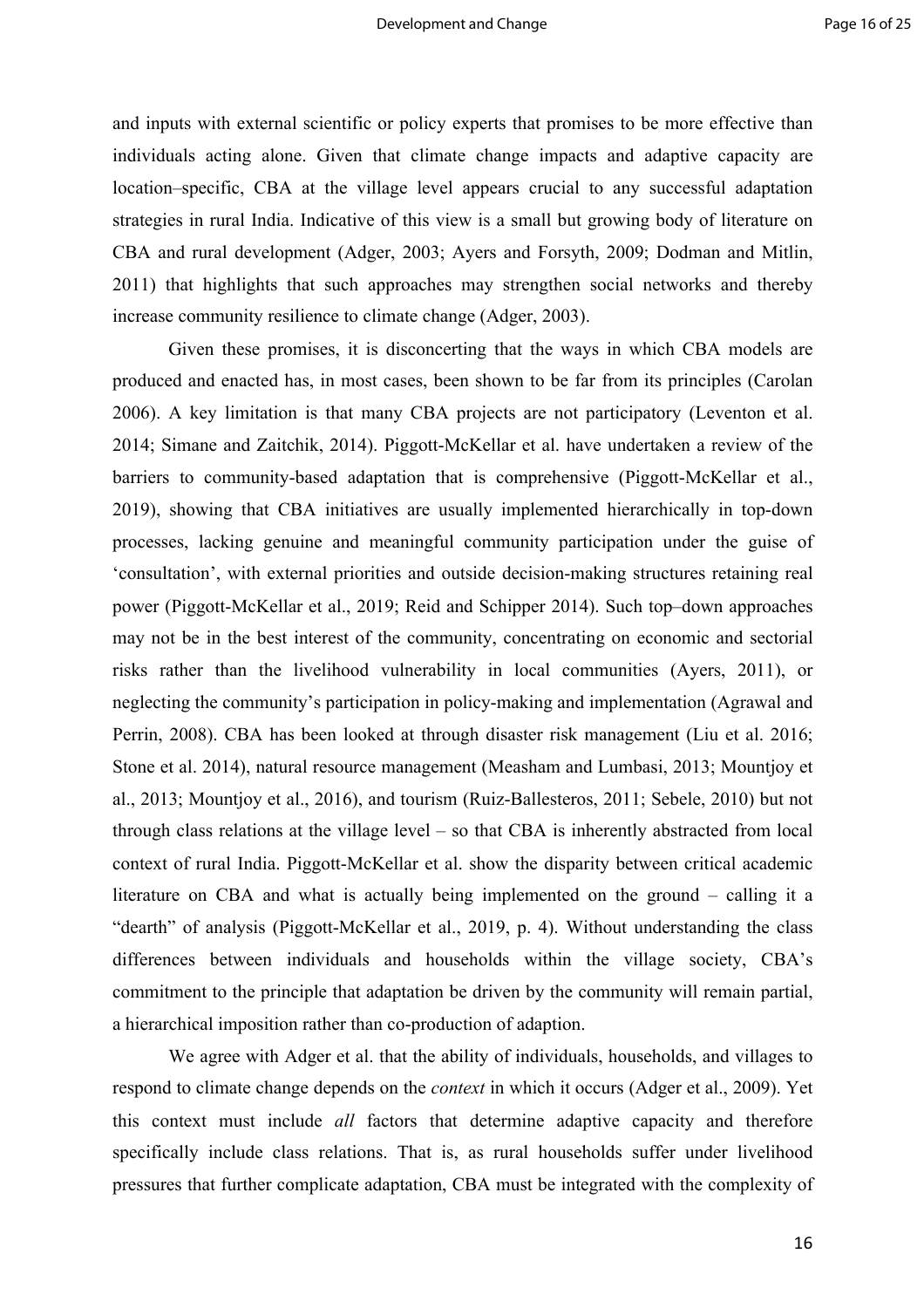and inputs with external scientific or policy experts that promises to be more effective than individuals acting alone. Given that climate change impacts and adaptive capacity are location–specific, CBA at the village level appears crucial to any successful adaptation strategies in rural India. Indicative of this view is a small but growing body of literature on CBA and rural development (Adger, 2003; Ayers and Forsyth, 2009; Dodman and Mitlin, 2011) that highlights that such approaches may strengthen social networks and thereby increase community resilience to climate change (Adger, 2003).

Given these promises, it is disconcerting that the ways in which CBA models are produced and enacted has, in most cases, been shown to be far from its principles (Carolan 2006). A key limitation is that many CBA projects are not participatory (Leventon et al. 2014; Simane and Zaitchik, 2014). Piggott-McKellar et al. have undertaken a review of the barriers to community-based adaptation that is comprehensive (Piggott-McKellar et al., 2019), showing that CBA initiatives are usually implemented hierarchically in top-down processes, lacking genuine and meaningful community participation under the guise of 'consultation', with external priorities and outside decision-making structures retaining real power (Piggott-McKellar et al., 2019; Reid and Schipper 2014). Such top–down approaches may not be in the best interest of the community, concentrating on economic and sectorial risks rather than the livelihood vulnerability in local communities (Ayers, 2011), or neglecting the community's participation in policy-making and implementation (Agrawal and Perrin, 2008). CBA has been looked at through disaster risk management (Liu et al. 2016; Stone et al. 2014), natural resource management (Measham and Lumbasi, 2013; Mountjoy et al., 2013; Mountjoy et al., 2016), and tourism (Ruiz-Ballesteros, 2011; Sebele, 2010) but not through class relations at the village level – so that CBA is inherently abstracted from local context of rural India. Piggott-McKellar et al. show the disparity between critical academic literature on CBA and what is actually being implemented on the ground – calling it a "dearth" of analysis (Piggott-McKellar et al., 2019, p. 4). Without understanding the class differences between individuals and households within the village society, CBA's commitment to the principle that adaptation be driven by the community will remain partial, a hierarchical imposition rather than co-production of adaption.

We agree with Adger et al. that the ability of individuals, households, and villages to respond to climate change depends on the *context* in which it occurs (Adger et al., 2009). Yet this context must include *all* factors that determine adaptive capacity and therefore specifically include class relations. That is, as rural households suffer under livelihood pressures that further complicate adaptation, CBA must be integrated with the complexity of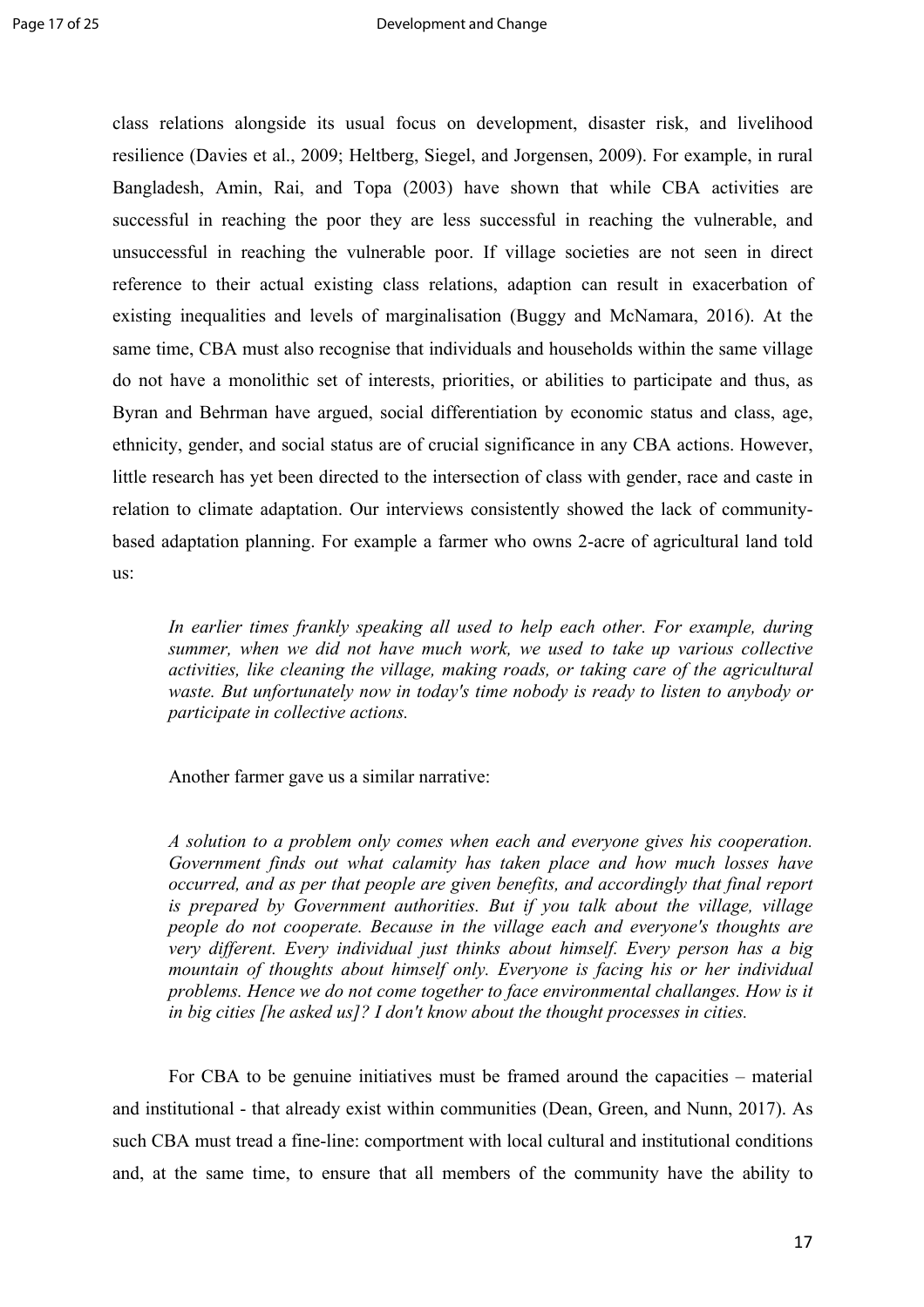class relations alongside its usual focus on development, disaster risk, and livelihood resilience (Davies et al., 2009; Heltberg, Siegel, and Jorgensen, 2009). For example, in rural Bangladesh, Amin, Rai, and Topa (2003) have shown that while CBA activities are successful in reaching the poor they are less successful in reaching the vulnerable, and unsuccessful in reaching the vulnerable poor. If village societies are not seen in direct reference to their actual existing class relations, adaption can result in exacerbation of existing inequalities and levels of marginalisation (Buggy and McNamara, 2016). At the same time, CBA must also recognise that individuals and households within the same village do not have a monolithic set of interests, priorities, or abilities to participate and thus, as Byran and Behrman have argued, social differentiation by economic status and class, age, ethnicity, gender, and social status are of crucial significance in any CBA actions. However, little research has yet been directed to the intersection of class with gender, race and caste in relation to climate adaptation. Our interviews consistently showed the lack of community-based adaptation planning. For example a farmer who owns 2-acre of agricultural land told us:

> *In earlier times frankly speaking all used to help each other. For example, during summer, when we did not have much work, we used to take up various collective activities, like cleaning the village, making roads, or taking care of the agricultural waste. But unfortunately now in today's time nobody is ready to listen to anybody or participate in collective actions.*

Another farmer gave us a similar narrative:

> *A solution to a problem only comes when each and everyone gives his cooperation. Government finds out what calamity has taken place and how much losses have occurred, and as per that people are given benefits, and accordingly that final report is prepared by Government authorities. But if you talk about the village, village people do not cooperate. Because in the village each and everyone's thoughts are very different. Every individual just thinks about himself. Every person has a big mountain of thoughts about himself only. Everyone is facing his or her individual problems. Hence we do not come together to face environmental challanges. How is it in big cities [he asked us]? I don't know about the thought processes in cities.*

For CBA to be genuine initiatives must be framed around the capacities – material and institutional - that already exist within communities (Dean, Green, and Nunn, 2017). As such CBA must tread a fine-line: comportment with local cultural and institutional conditions and, at the same time, to ensure that all members of the community have the ability to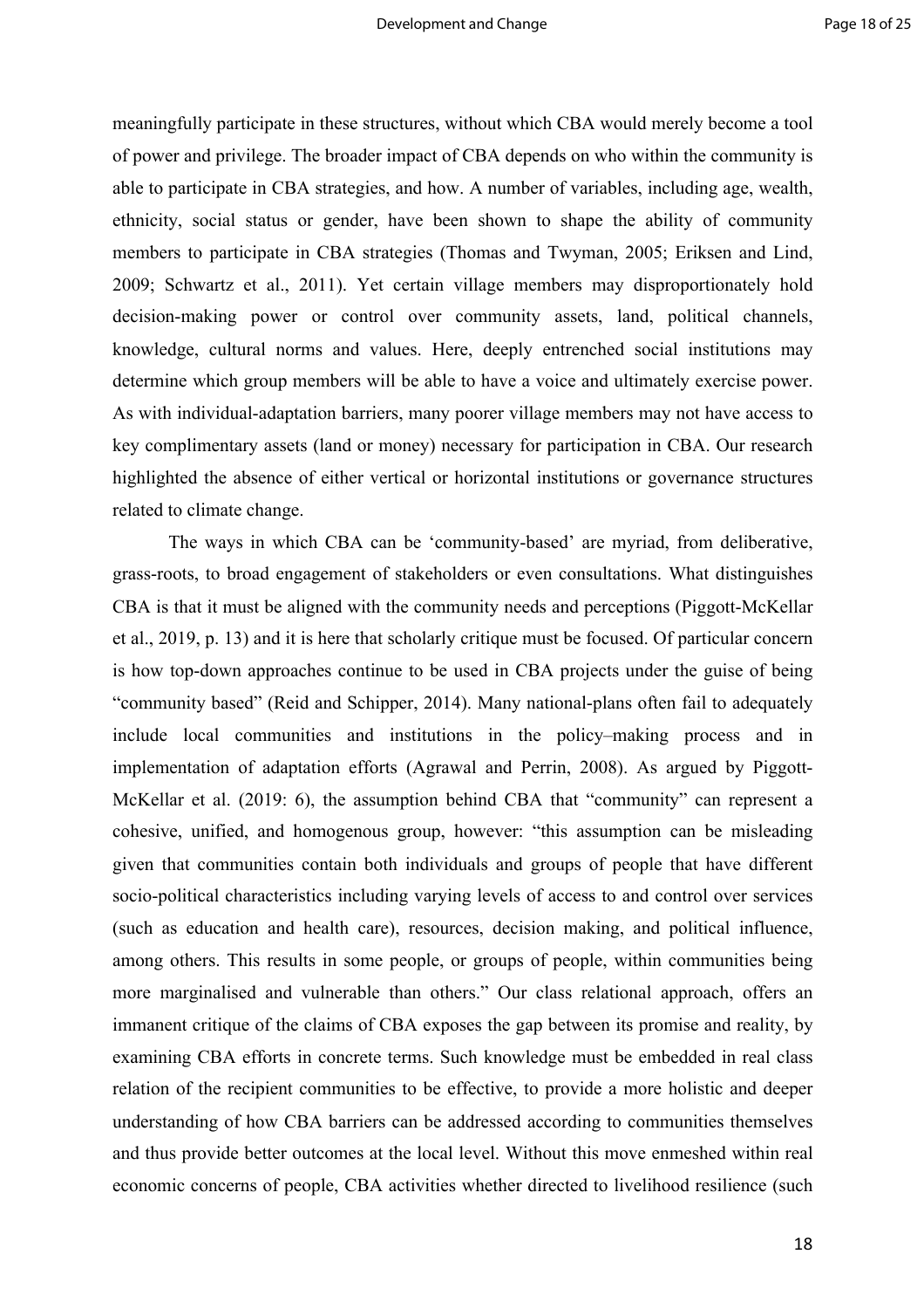meaningfully participate in these structures, without which CBA would merely become a tool of power and privilege. The broader impact of CBA depends on who within the community is able to participate in CBA strategies, and how. A number of variables, including age, wealth, ethnicity, social status or gender, have been shown to shape the ability of community members to participate in CBA strategies (Thomas and Twyman, 2005; Eriksen and Lind, 2009; Schwartz et al., 2011). Yet certain village members may disproportionately hold decision-making power or control over community assets, land, political channels, knowledge, cultural norms and values. Here, deeply entrenched social institutions may determine which group members will be able to have a voice and ultimately exercise power. As with individual-adaptation barriers, many poorer village members may not have access to key complimentary assets (land or money) necessary for participation in CBA. Our research highlighted the absence of either vertical or horizontal institutions or governance structures related to climate change.

The ways in which CBA can be 'community-based' are myriad, from deliberative, grass-roots, to broad engagement of stakeholders or even consultations. What distinguishes CBA is that it must be aligned with the community needs and perceptions (Piggott-McKellar et al., 2019, p. 13) and it is here that scholarly critique must be focused. Of particular concern is how top-down approaches continue to be used in CBA projects under the guise of being "community based" (Reid and Schipper, 2014). Many national-plans often fail to adequately include local communities and institutions in the policy–making process and in implementation of adaptation efforts (Agrawal and Perrin, 2008). As argued by Piggott-McKellar et al. (2019: 6), the assumption behind CBA that "community" can represent a cohesive, unified, and homogenous group, however: "this assumption can be misleading given that communities contain both individuals and groups of people that have different socio-political characteristics including varying levels of access to and control over services (such as education and health care), resources, decision making, and political influence, among others. This results in some people, or groups of people, within communities being more marginalised and vulnerable than others." Our class relational approach, offers an immanent critique of the claims of CBA exposes the gap between its promise and reality, by examining CBA efforts in concrete terms. Such knowledge must be embedded in real class relation of the recipient communities to be effective, to provide a more holistic and deeper understanding of how CBA barriers can be addressed according to communities themselves and thus provide better outcomes at the local level. Without this move enmeshed within real economic concerns of people, CBA activities whether directed to livelihood resilience (such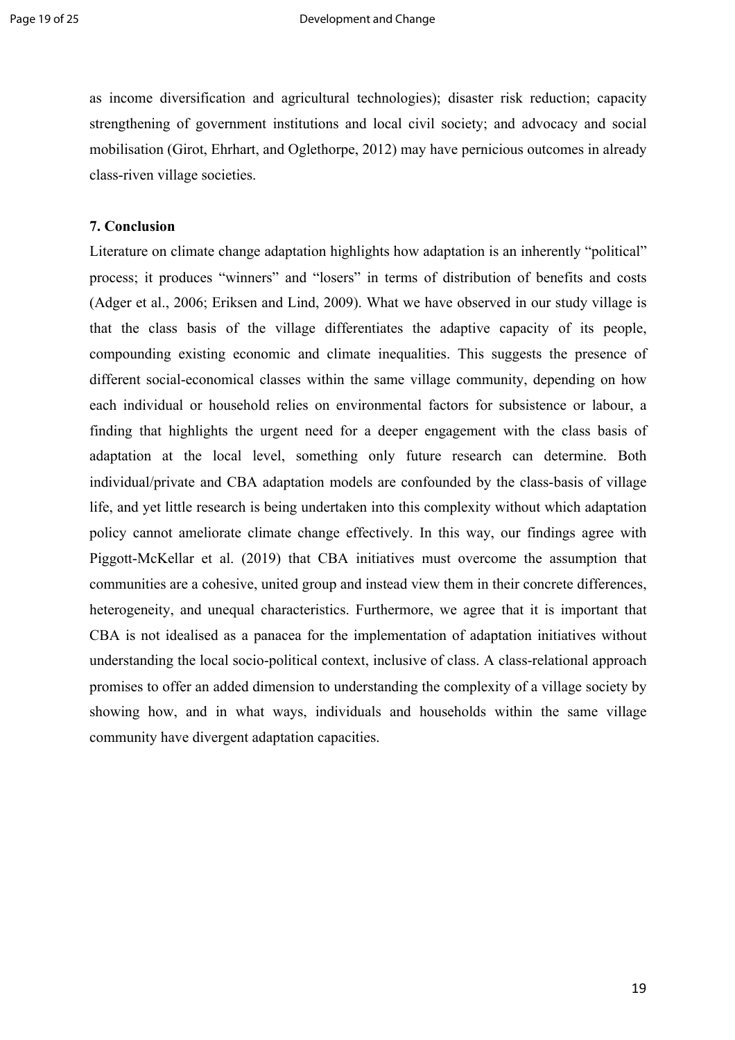as income diversification and agricultural technologies); disaster risk reduction; capacity strengthening of government institutions and local civil society; and advocacy and social mobilisation (Girot, Ehrhart, and Oglethorpe, 2012) may have pernicious outcomes in already class-riven village societies.

### 7. Conclusion

Literature on climate change adaptation highlights how adaptation is an inherently "political" process; it produces "winners" and "losers" in terms of distribution of benefits and costs (Adger et al., 2006; Eriksen and Lind, 2009). What we have observed in our study village is that the class basis of the village differentiates the adaptive capacity of its people, compounding existing economic and climate inequalities. This suggests the presence of different social-economical classes within the same village community, depending on how each individual or household relies on environmental factors for subsistence or labour, a finding that highlights the urgent need for a deeper engagement with the class basis of adaptation at the local level, something only future research can determine. Both individual/private and CBA adaptation models are confounded by the class-basis of village life, and yet little research is being undertaken into this complexity without which adaptation policy cannot ameliorate climate change effectively. In this way, our findings agree with Piggott-McKellar et al. (2019) that CBA initiatives must overcome the assumption that communities are a cohesive, united group and instead view them in their concrete differences, heterogeneity, and unequal characteristics. Furthermore, we agree that it is important that CBA is not idealised as a panacea for the implementation of adaptation initiatives without understanding the local socio-political context, inclusive of class. A class-relational approach promises to offer an added dimension to understanding the complexity of a village society by showing how, and in what ways, individuals and households within the same village community have divergent adaptation capacities.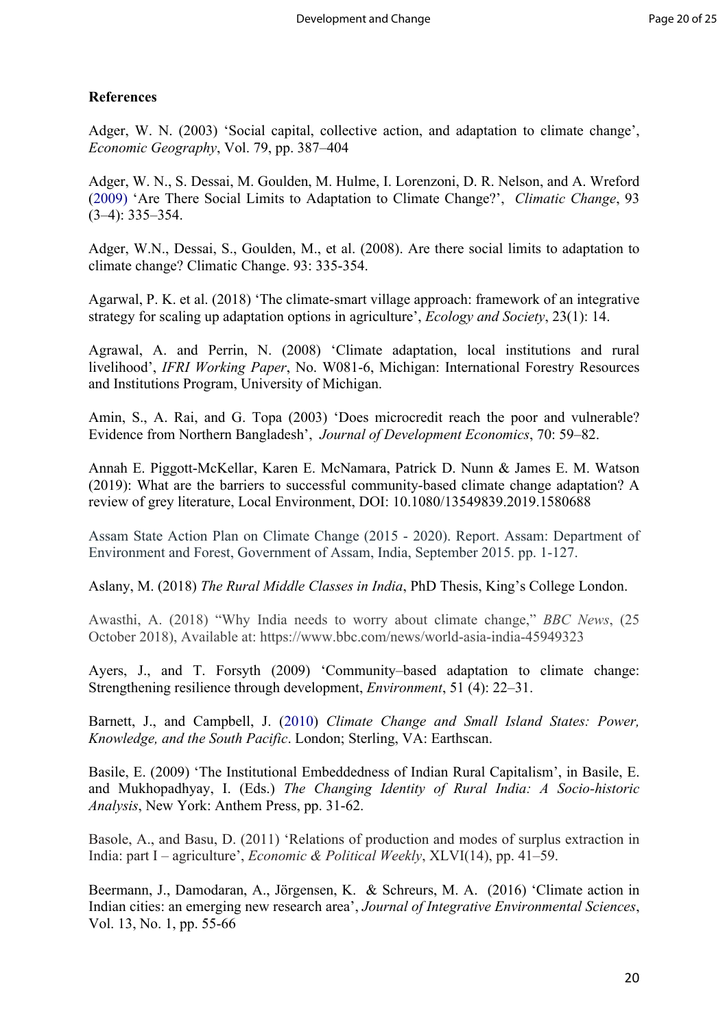**References**

Adger, W. N. (2003) 'Social capital, collective action, and adaptation to climate change', *Economic Geography*, Vol. 79, pp. 387–404

Adger, W. N., S. Dessai, M. Goulden, M. Hulme, I. Lorenzoni, D. R. Nelson, and A. Wreford (2009) 'Are There Social Limits to Adaptation to Climate Change?', *Climatic Change*, 93 (3–4): 335–354.

Adger, W.N., Dessai, S., Goulden, M., et al. (2008). Are there social limits to adaptation to climate change? Climatic Change. 93: 335-354.

Agarwal, P. K. et al. (2018) 'The climate-smart village approach: framework of an integrative strategy for scaling up adaptation options in agriculture', *Ecology and Society*, 23(1): 14.

Agrawal, A. and Perrin, N. (2008) 'Climate adaptation, local institutions and rural livelihood', *IFRI Working Paper*, No. W081-6, Michigan: International Forestry Resources and Institutions Program, University of Michigan.

Amin, S., A. Rai, and G. Topa (2003) 'Does microcredit reach the poor and vulnerable? Evidence from Northern Bangladesh', *Journal of Development Economics*, 70: 59–82.

Annah E. Piggott-McKellar, Karen E. McNamara, Patrick D. Nunn & James E. M. Watson (2019): What are the barriers to successful community-based climate change adaptation? A review of grey literature, Local Environment, DOI: 10.1080/13549839.2019.1580688

Assam State Action Plan on Climate Change (2015 - 2020). Report. Assam: Department of Environment and Forest, Government of Assam, India, September 2015. pp. 1-127.

Aslany, M. (2018) *The Rural Middle Classes in India*, PhD Thesis, King's College London.

Awasthi, A. (2018) "Why India needs to worry about climate change," *BBC News*, (25 October 2018), Available at: https://www.bbc.com/news/world-asia-india-45949323

Ayers, J., and T. Forsyth (2009) 'Community–based adaptation to climate change: Strengthening resilience through development, *Environment*, 51 (4): 22–31.

Barnett, J., and Campbell, J. (2010) *Climate Change and Small Island States: Power, Knowledge, and the South Pacific*. London; Sterling, VA: Earthscan.

Basile, E. (2009) 'The Institutional Embeddedness of Indian Rural Capitalism', in Basile, E. and Mukhopadhyay, I. (Eds.) *The Changing Identity of Rural India: A Socio-historic Analysis*, New York: Anthem Press, pp. 31-62.

Basole, A., and Basu, D. (2011) 'Relations of production and modes of surplus extraction in India: part I – agriculture', *Economic & Political Weekly*, XLVI(14), pp. 41–59.

Beermann, J., Damodaran, A., Jörgensen, K. & Schreurs, M. A. (2016) 'Climate action in Indian cities: an emerging new research area', *Journal of Integrative Environmental Sciences*, Vol. 13, No. 1, pp. 55-66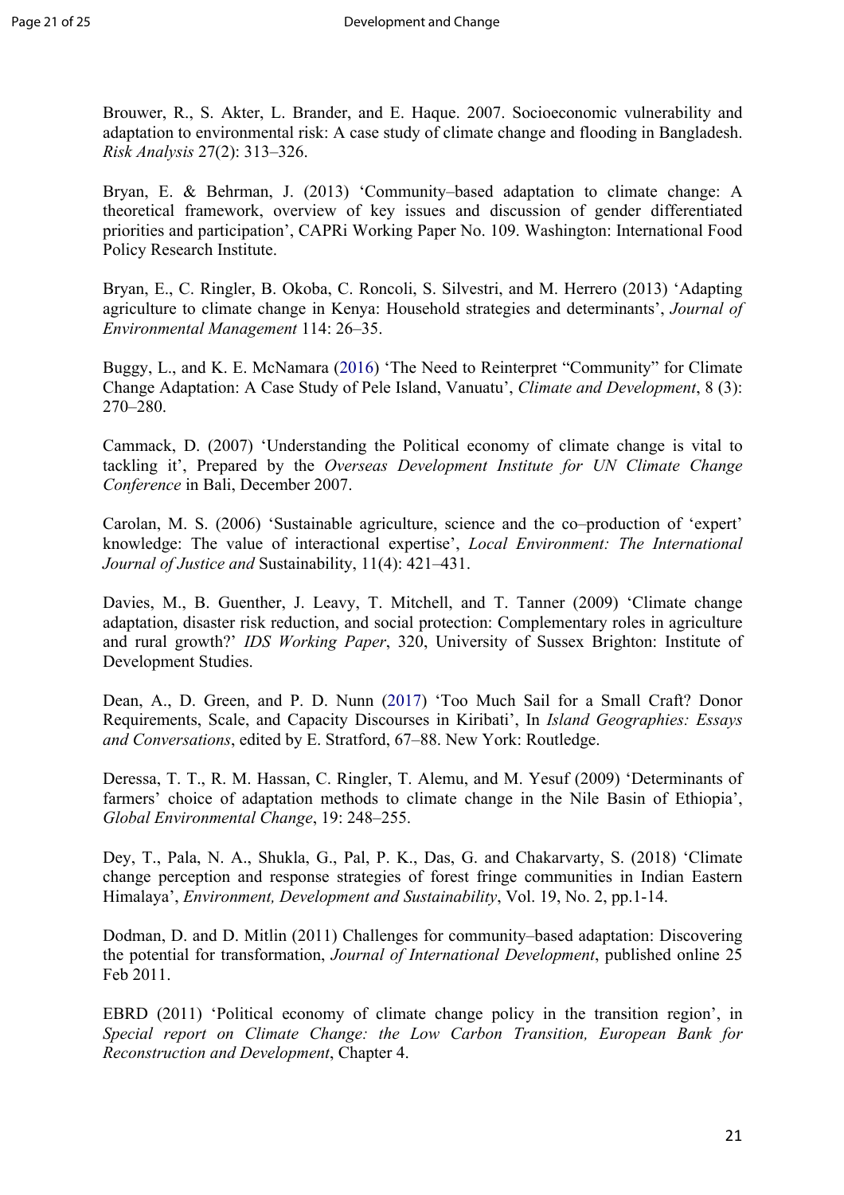Brouwer, R., S. Akter, L. Brander, and E. Haque. 2007. Socioeconomic vulnerability and adaptation to environmental risk: A case study of climate change and flooding in Bangladesh. *Risk Analysis* 27(2): 313–326.

Bryan, E. & Behrman, J. (2013) 'Community–based adaptation to climate change: A theoretical framework, overview of key issues and discussion of gender differentiated priorities and participation', CAPRi Working Paper No. 109. Washington: International Food Policy Research Institute.

Bryan, E., C. Ringler, B. Okoba, C. Roncoli, S. Silvestri, and M. Herrero (2013) 'Adapting agriculture to climate change in Kenya: Household strategies and determinants', *Journal of Environmental Management* 114: 26–35.

Buggy, L., and K. E. McNamara (2016) 'The Need to Reinterpret "Community" for Climate Change Adaptation: A Case Study of Pele Island, Vanuatu', *Climate and Development*, 8 (3): 270–280.

Cammack, D. (2007) 'Understanding the Political economy of climate change is vital to tackling it', Prepared by the *Overseas Development Institute for UN Climate Change Conference* in Bali, December 2007.

Carolan, M. S. (2006) 'Sustainable agriculture, science and the co–production of 'expert' knowledge: The value of interactional expertise', *Local Environment: The International Journal of Justice and* Sustainability, 11(4): 421–431.

Davies, M., B. Guenther, J. Leavy, T. Mitchell, and T. Tanner (2009) 'Climate change adaptation, disaster risk reduction, and social protection: Complementary roles in agriculture and rural growth?' *IDS Working Paper*, 320, University of Sussex Brighton: Institute of Development Studies.

Dean, A., D. Green, and P. D. Nunn (2017) 'Too Much Sail for a Small Craft? Donor Requirements, Scale, and Capacity Discourses in Kiribati', In *Island Geographies: Essays and Conversations*, edited by E. Stratford, 67–88. New York: Routledge.

Deressa, T. T., R. M. Hassan, C. Ringler, T. Alemu, and M. Yesuf (2009) 'Determinants of farmers' choice of adaptation methods to climate change in the Nile Basin of Ethiopia', *Global Environmental Change*, 19: 248–255.

Dey, T., Pala, N. A., Shukla, G., Pal, P. K., Das, G. and Chakarvarty, S. (2018) 'Climate change perception and response strategies of forest fringe communities in Indian Eastern Himalaya', *Environment, Development and Sustainability*, Vol. 19, No. 2, pp.1-14.

Dodman, D. and D. Mitlin (2011) Challenges for community–based adaptation: Discovering the potential for transformation, *Journal of International Development*, published online 25 Feb 2011.

EBRD (2011) 'Political economy of climate change policy in the transition region', in *Special report on Climate Change: the Low Carbon Transition, European Bank for Reconstruction and Development*, Chapter 4.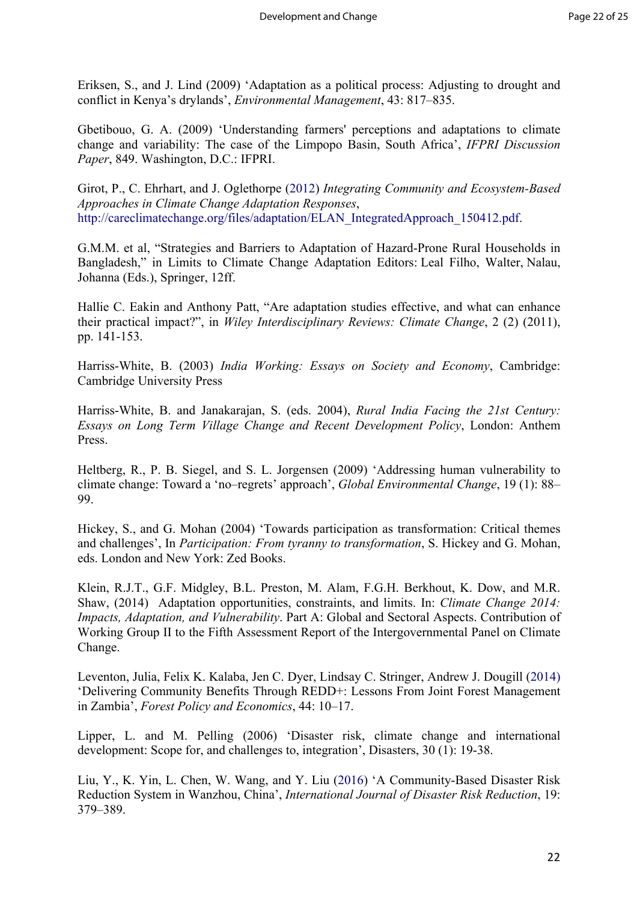Eriksen, S., and J. Lind (2009) 'Adaptation as a political process: Adjusting to drought and conflict in Kenya's drylands', *Environmental Management*, 43: 817–835.

Gbetibouo, G. A. (2009) 'Understanding farmers' perceptions and adaptations to climate change and variability: The case of the Limpopo Basin, South Africa', *IFPRI Discussion Paper*, 849. Washington, D.C.: IFPRI.

Girot, P., C. Ehrhart, and J. Oglethorpe (2012) *Integrating Community and Ecosystem-Based Approaches in Climate Change Adaptation Responses*, http://careclimatechange.org/files/adaptation/ELAN_IntegratedApproach_150412.pdf.

G.M.M. et al, "Strategies and Barriers to Adaptation of Hazard-Prone Rural Households in Bangladesh," in Limits to Climate Change Adaptation Editors: Leal Filho, Walter, Nalau, Johanna (Eds.), Springer, 12ff.

Hallie C. Eakin and Anthony Patt, "Are adaptation studies effective, and what can enhance their practical impact?", in *Wiley Interdisciplinary Reviews: Climate Change*, 2 (2) (2011), pp. 141-153.

Harriss-White, B. (2003) *India Working: Essays on Society and Economy*, Cambridge: Cambridge University Press

Harriss-White, B. and Janakarajan, S. (eds. 2004), *Rural India Facing the 21st Century: Essays on Long Term Village Change and Recent Development Policy*, London: Anthem Press.

Heltberg, R., P. B. Siegel, and S. L. Jorgensen (2009) 'Addressing human vulnerability to climate change: Toward a 'no–regrets' approach', *Global Environmental Change*, 19 (1): 88–99.

Hickey, S., and G. Mohan (2004) 'Towards participation as transformation: Critical themes and challenges', In *Participation: From tyranny to transformation*, S. Hickey and G. Mohan, eds. London and New York: Zed Books.

Klein, R.J.T., G.F. Midgley, B.L. Preston, M. Alam, F.G.H. Berkhout, K. Dow, and M.R. Shaw, (2014) Adaptation opportunities, constraints, and limits. In: *Climate Change 2014: Impacts, Adaptation, and Vulnerability*. Part A: Global and Sectoral Aspects. Contribution of Working Group II to the Fifth Assessment Report of the Intergovernmental Panel on Climate Change.

Leventon, Julia, Felix K. Kalaba, Jen C. Dyer, Lindsay C. Stringer, Andrew J. Dougill (2014) 'Delivering Community Benefits Through REDD+: Lessons From Joint Forest Management in Zambia', *Forest Policy and Economics*, 44: 10–17.

Lipper, L. and M. Pelling (2006) 'Disaster risk, climate change and international development: Scope for, and challenges to, integration', Disasters, 30 (1): 19-38.

Liu, Y., K. Yin, L. Chen, W. Wang, and Y. Liu (2016) 'A Community-Based Disaster Risk Reduction System in Wanzhou, China', *International Journal of Disaster Risk Reduction*, 19: 379–389.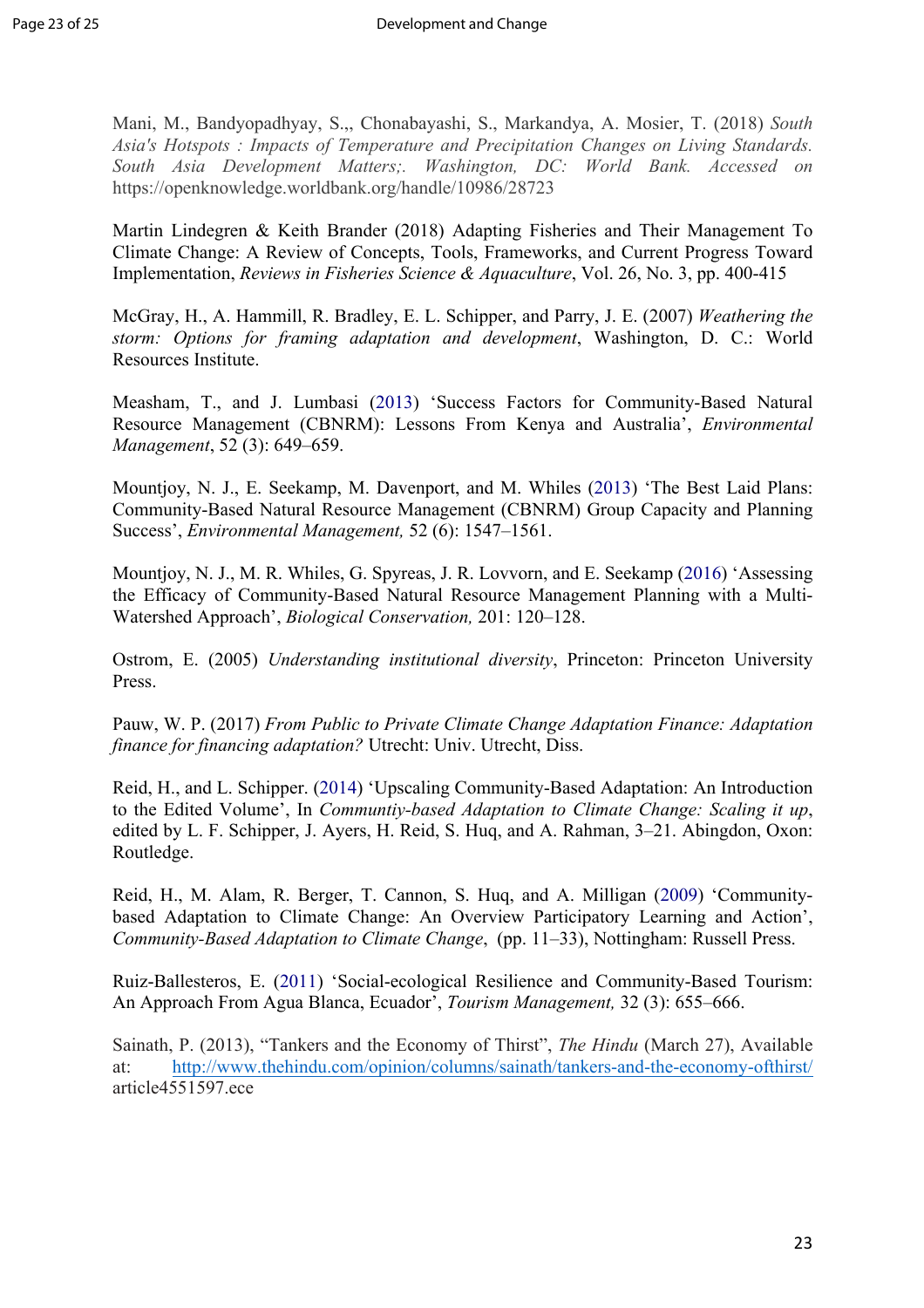Mani, M., Bandyopadhyay, S.,, Chonabayashi, S., Markandya, A. Mosier, T. (2018) *South Asia's Hotspots : Impacts of Temperature and Precipitation Changes on Living Standards. South Asia Development Matters;. Washington, DC: World Bank. Accessed on* https://openknowledge.worldbank.org/handle/10986/28723

Martin Lindegren & Keith Brander (2018) Adapting Fisheries and Their Management To Climate Change: A Review of Concepts, Tools, Frameworks, and Current Progress Toward Implementation, *Reviews in Fisheries Science & Aquaculture*, Vol. 26, No. 3, pp. 400-415

McGray, H., A. Hammill, R. Bradley, E. L. Schipper, and Parry, J. E. (2007) *Weathering the storm: Options for framing adaptation and development*, Washington, D. C.: World Resources Institute.

Measham, T., and J. Lumbasi (2013) 'Success Factors for Community-Based Natural Resource Management (CBNRM): Lessons From Kenya and Australia', *Environmental Management*, 52 (3): 649–659.

Mountjoy, N. J., E. Seekamp, M. Davenport, and M. Whiles (2013) 'The Best Laid Plans: Community-Based Natural Resource Management (CBNRM) Group Capacity and Planning Success', *Environmental Management,* 52 (6): 1547–1561.

Mountjoy, N. J., M. R. Whiles, G. Spyreas, J. R. Lovvorn, and E. Seekamp (2016) 'Assessing the Efficacy of Community-Based Natural Resource Management Planning with a Multi-Watershed Approach', *Biological Conservation,* 201: 120–128.

Ostrom, E. (2005) *Understanding institutional diversity*, Princeton: Princeton University Press.

Pauw, W. P. (2017) *From Public to Private Climate Change Adaptation Finance: Adaptation finance for financing adaptation?* Utrecht: Univ. Utrecht, Diss.

Reid, H., and L. Schipper. (2014) 'Upscaling Community-Based Adaptation: An Introduction to the Edited Volume', In *Communtiy-based Adaptation to Climate Change: Scaling it up*, edited by L. F. Schipper, J. Ayers, H. Reid, S. Huq, and A. Rahman, 3–21. Abingdon, Oxon: Routledge.

Reid, H., M. Alam, R. Berger, T. Cannon, S. Huq, and A. Milligan (2009) 'Community-based Adaptation to Climate Change: An Overview Participatory Learning and Action', *Community-Based Adaptation to Climate Change*, (pp. 11–33), Nottingham: Russell Press.

Ruiz-Ballesteros, E. (2011) 'Social-ecological Resilience and Community-Based Tourism: An Approach From Agua Blanca, Ecuador', *Tourism Management,* 32 (3): 655–666.

Sainath, P. (2013), "Tankers and the Economy of Thirst", *The Hindu* (March 27), Available at: http://www.thehindu.com/opinion/columns/sainath/tankers-and-the-economy-ofthirst/article4551597.ece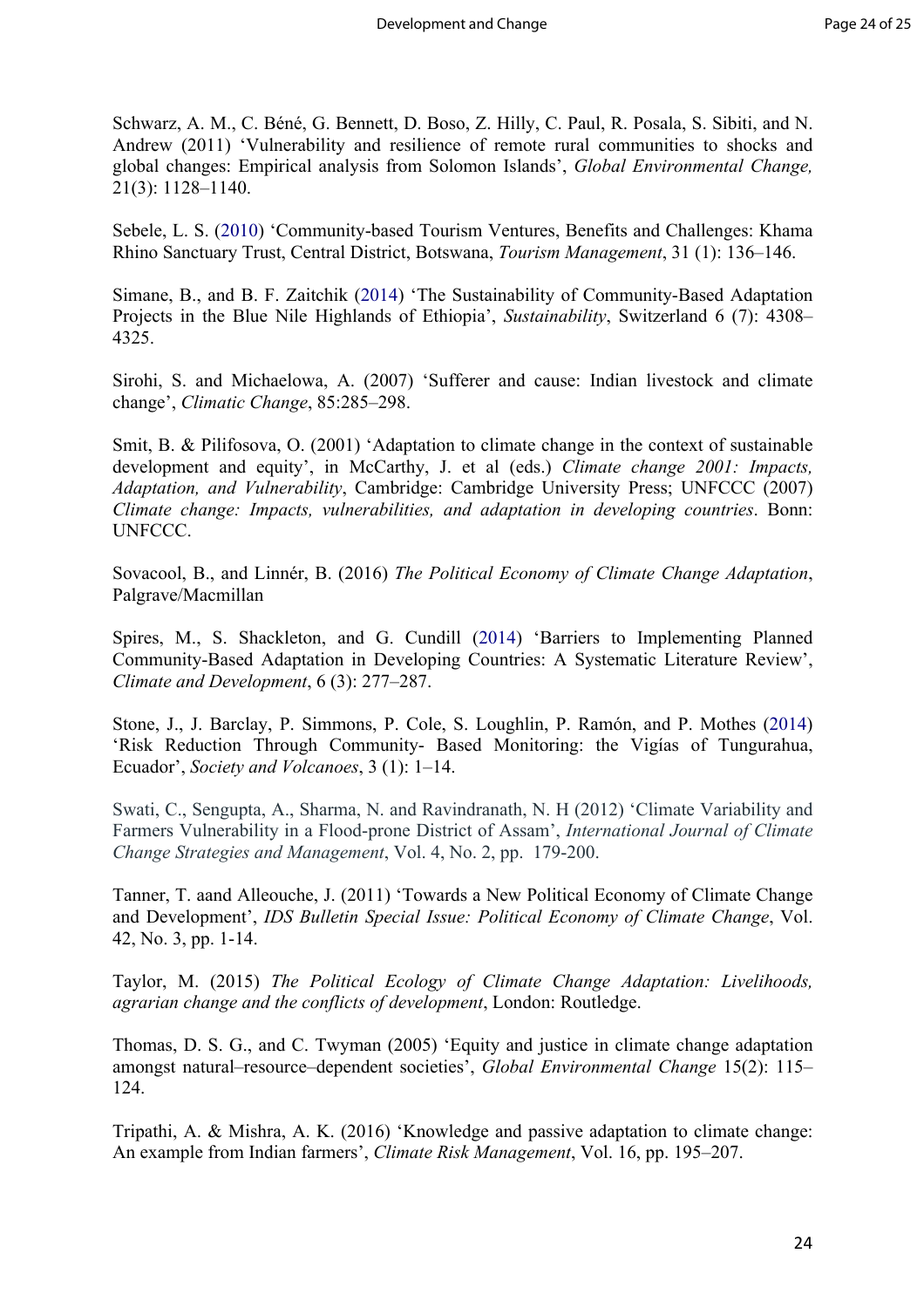Schwarz, A. M., C. Béné, G. Bennett, D. Boso, Z. Hilly, C. Paul, R. Posala, S. Sibiti, and N. Andrew (2011) 'Vulnerability and resilience of remote rural communities to shocks and global changes: Empirical analysis from Solomon Islands', *Global Environmental Change,* 21(3): 1128–1140.

Sebele, L. S. (2010) 'Community-based Tourism Ventures, Benefits and Challenges: Khama Rhino Sanctuary Trust, Central District, Botswana, *Tourism Management*, 31 (1): 136–146.

Simane, B., and B. F. Zaitchik (2014) 'The Sustainability of Community-Based Adaptation Projects in the Blue Nile Highlands of Ethiopia', *Sustainability*, Switzerland 6 (7): 4308–4325.

Sirohi, S. and Michaelowa, A. (2007) 'Sufferer and cause: Indian livestock and climate change', *Climatic Change*, 85:285–298.

Smit, B. & Pilifosova, O. (2001) 'Adaptation to climate change in the context of sustainable development and equity', in McCarthy, J. et al (eds.) *Climate change 2001: Impacts, Adaptation, and Vulnerability*, Cambridge: Cambridge University Press; UNFCCC (2007) *Climate change: Impacts, vulnerabilities, and adaptation in developing countries*. Bonn: UNFCCC.

Sovacool, B., and Linnér, B. (2016) *The Political Economy of Climate Change Adaptation*, Palgrave/Macmillan

Spires, M., S. Shackleton, and G. Cundill (2014) 'Barriers to Implementing Planned Community-Based Adaptation in Developing Countries: A Systematic Literature Review', *Climate and Development*, 6 (3): 277–287.

Stone, J., J. Barclay, P. Simmons, P. Cole, S. Loughlin, P. Ramón, and P. Mothes (2014) 'Risk Reduction Through Community- Based Monitoring: the Vigías of Tungurahua, Ecuador', *Society and Volcanoes*, 3 (1): 1–14.

Swati, C., Sengupta, A., Sharma, N. and Ravindranath, N. H (2012) 'Climate Variability and Farmers Vulnerability in a Flood-prone District of Assam', *International Journal of Climate Change Strategies and Management*, Vol. 4, No. 2, pp. 179-200.

Tanner, T. aand Alleouche, J. (2011) 'Towards a New Political Economy of Climate Change and Development', *IDS Bulletin Special Issue: Political Economy of Climate Change*, Vol. 42, No. 3, pp. 1-14.

Taylor, M. (2015) *The Political Ecology of Climate Change Adaptation: Livelihoods, agrarian change and the conflicts of development*, London: Routledge.

Thomas, D. S. G., and C. Twyman (2005) 'Equity and justice in climate change adaptation amongst natural–resource–dependent societies', *Global Environmental Change* 15(2): 115–124.

Tripathi, A. & Mishra, A. K. (2016) 'Knowledge and passive adaptation to climate change: An example from Indian farmers', *Climate Risk Management*, Vol. 16, pp. 195–207.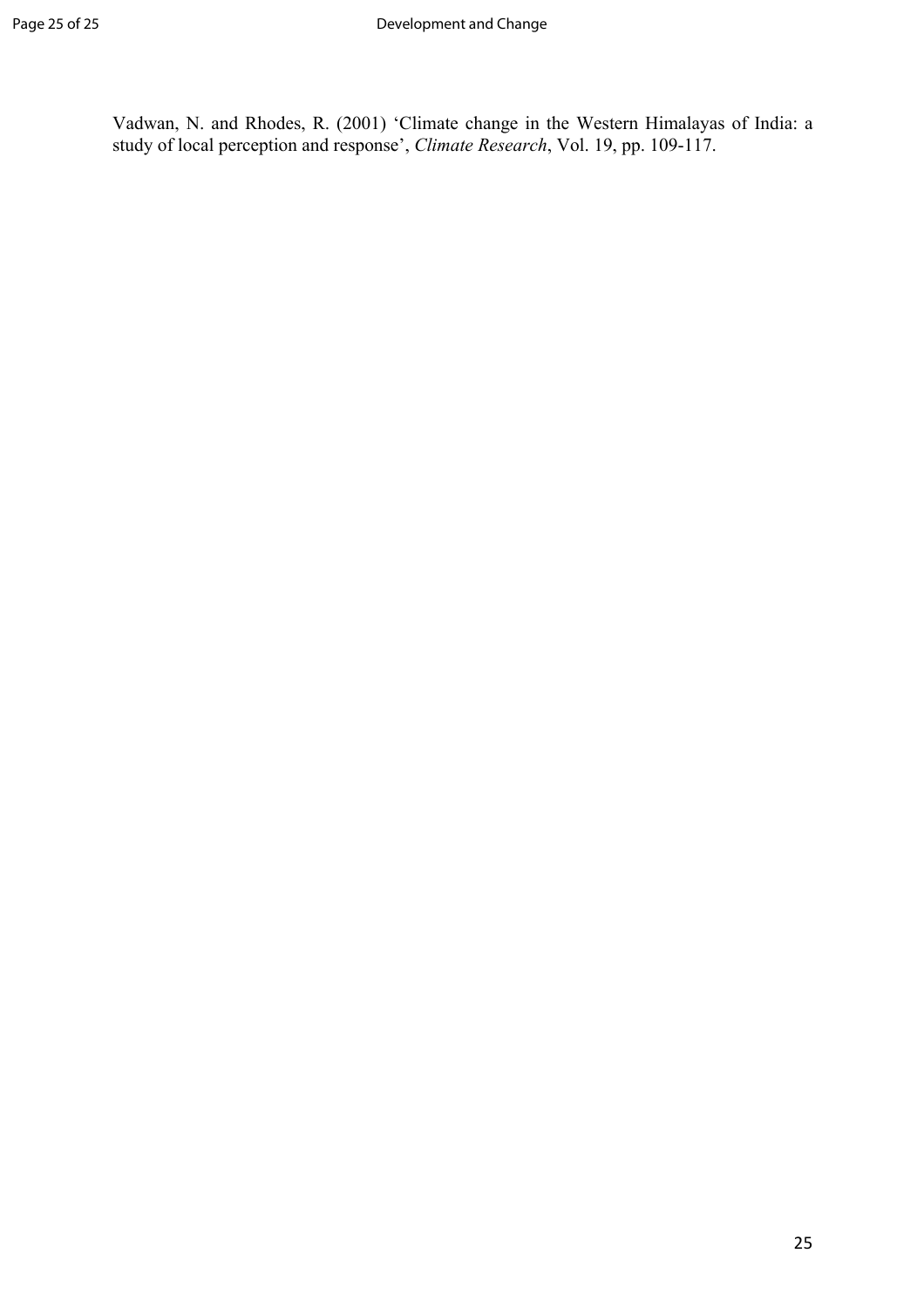Vadwan, N. and Rhodes, R. (2001) 'Climate change in the Western Himalayas of India: a study of local perception and response', *Climate Research*, Vol. 19, pp. 109-117.